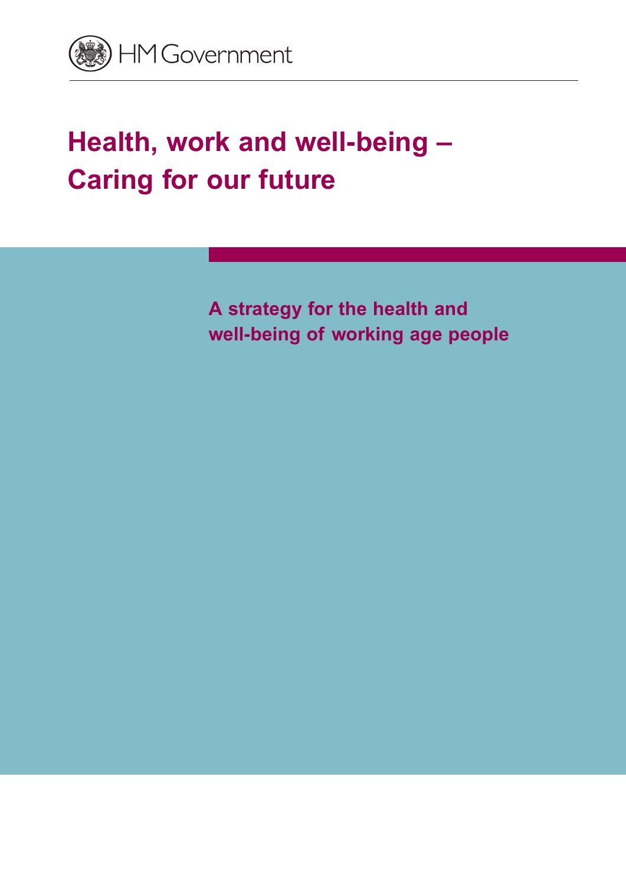HM Government

# Health, work and well-being – Caring for our future

## A strategy for the health and well-being of working age people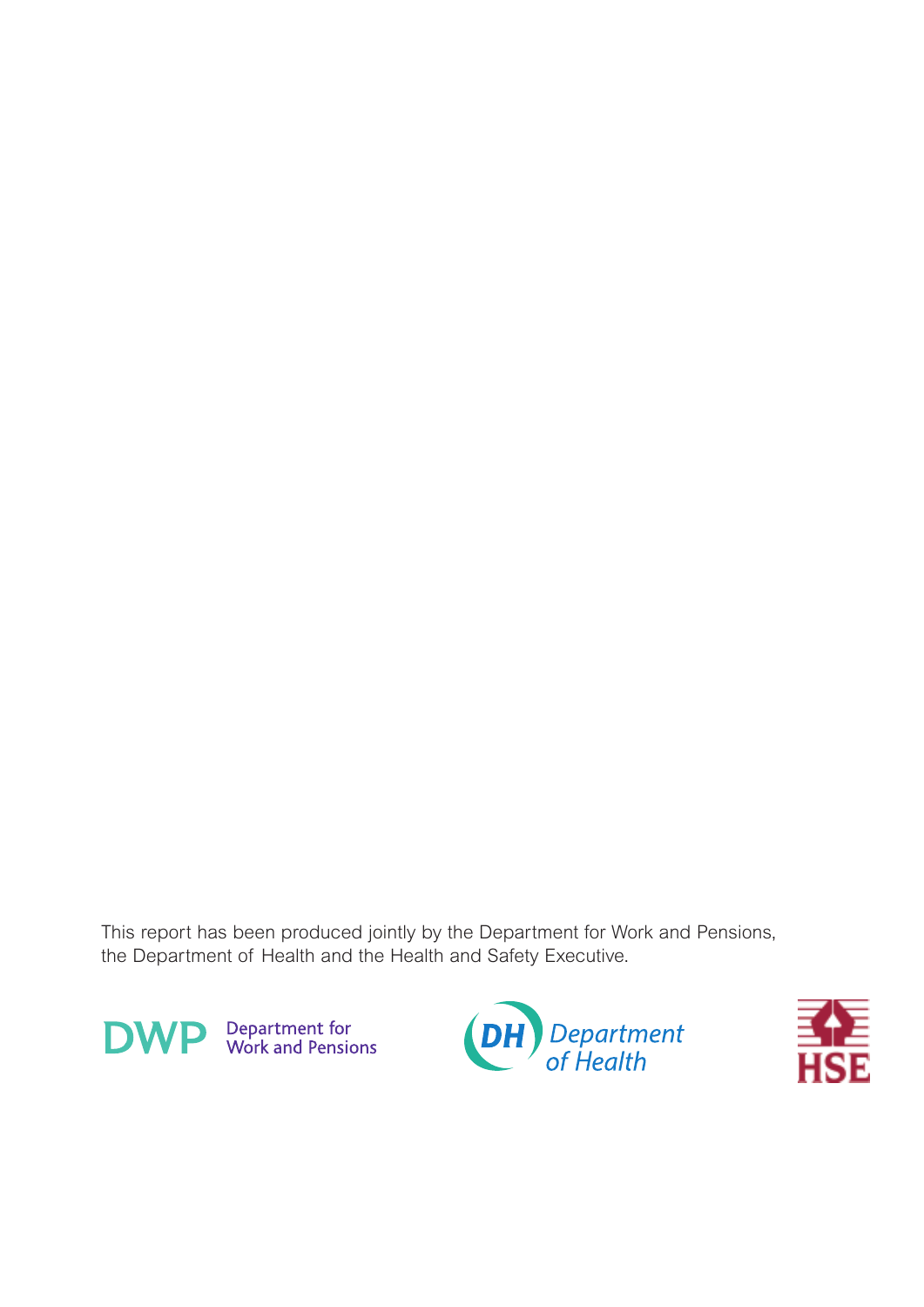This report has been produced jointly by the Department for Work and Pensions, the Department of Health and the Health and Safety Executive.

DWP Department for Work and Pensions

DH Department of Health

HSE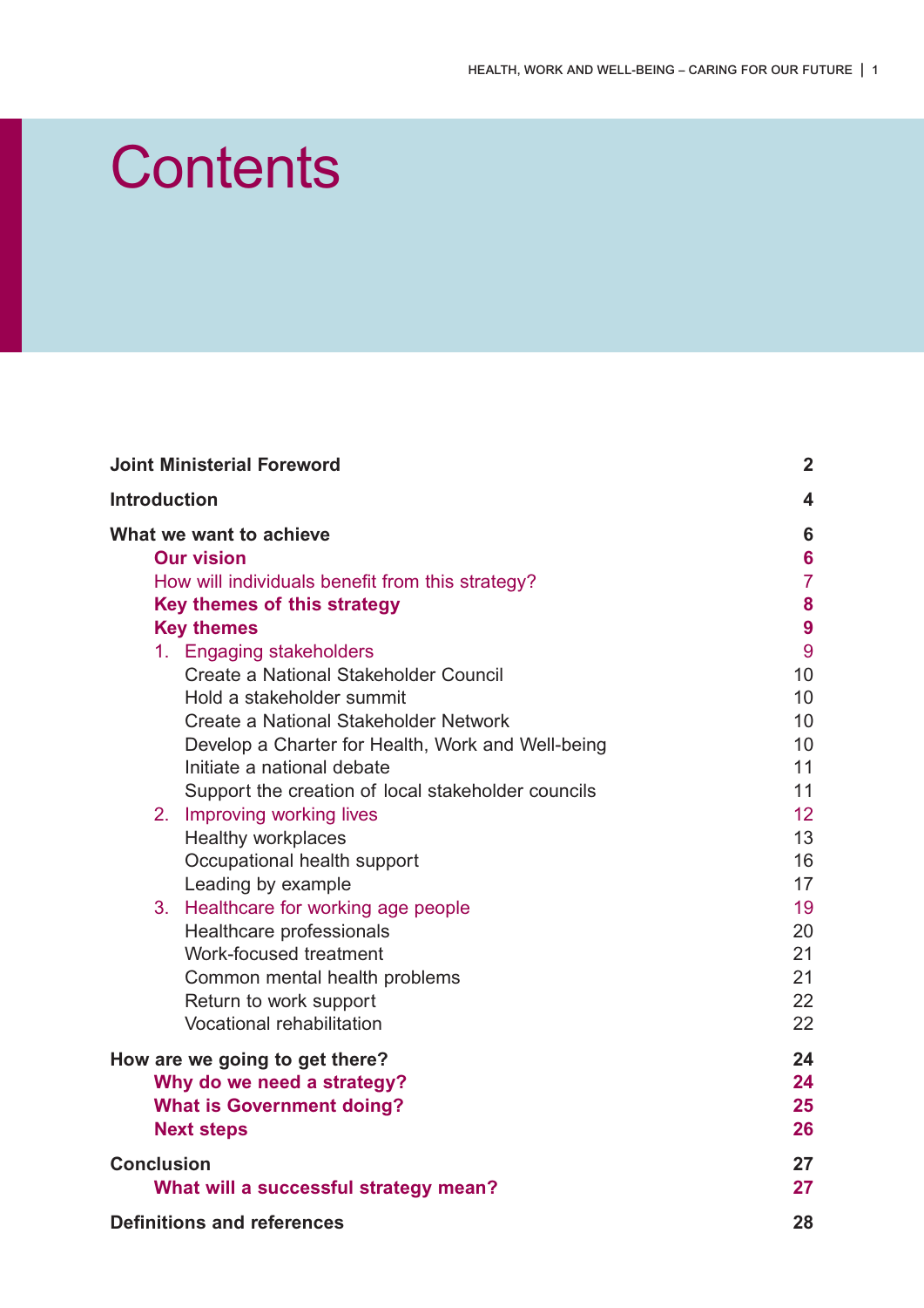# Contents

| | |
|---|---|
| **Joint Ministerial Foreword** | **2** |
| **Introduction** | **4** |
| **What we want to achieve** | **6** |
| **Our vision** | **6** |
| How will individuals benefit from this strategy? | 7 |
| **Key themes of this strategy** | **8** |
| **Key themes** | **9** |
| 1. Engaging stakeholders | 9 |
| Create a National Stakeholder Council | 10 |
| Hold a stakeholder summit | 10 |
| Create a National Stakeholder Network | 10 |
| Develop a Charter for Health, Work and Well-being | 10 |
| Initiate a national debate | 11 |
| Support the creation of local stakeholder councils | 11 |
| 2. Improving working lives | 12 |
| Healthy workplaces | 13 |
| Occupational health support | 16 |
| Leading by example | 17 |
| 3. Healthcare for working age people | 19 |
| Healthcare professionals | 20 |
| Work-focused treatment | 21 |
| Common mental health problems | 21 |
| Return to work support | 22 |
| Vocational rehabilitation | 22 |
| **How are we going to get there?** | **24** |
| **Why do we need a strategy?** | **24** |
| **What is Government doing?** | **25** |
| **Next steps** | **26** |
| **Conclusion** | **27** |
| **What will a successful strategy mean?** | **27** |
| **Definitions and references** | **28** |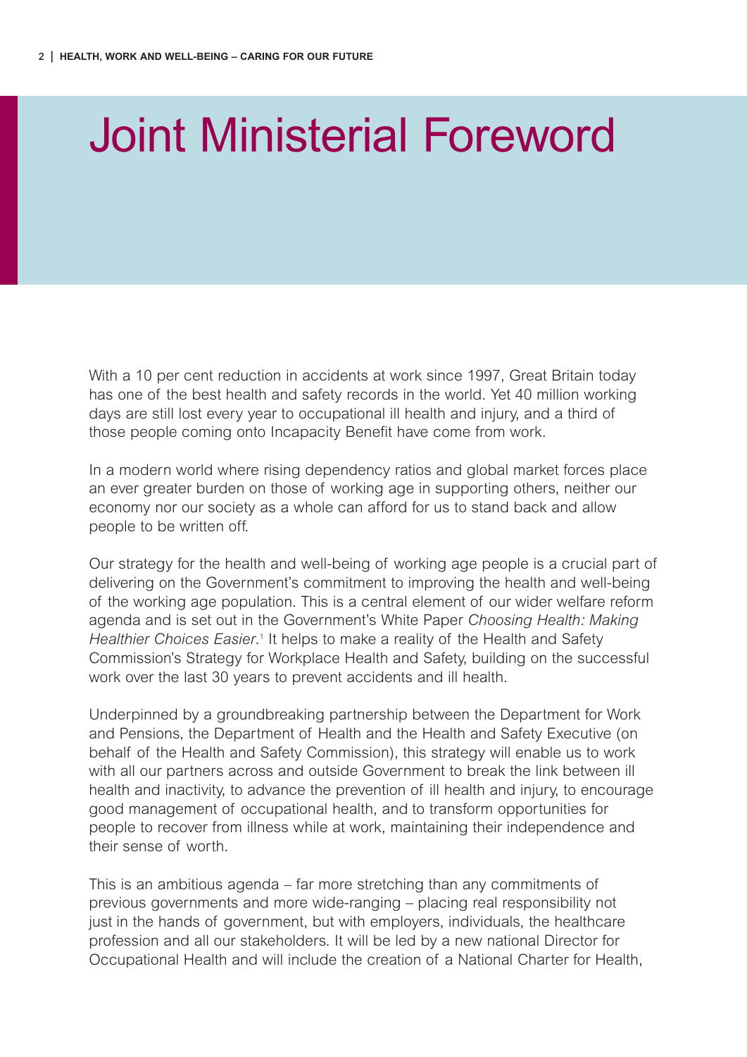# Joint Ministerial Foreword

With a 10 per cent reduction in accidents at work since 1997, Great Britain today has one of the best health and safety records in the world. Yet 40 million working days are still lost every year to occupational ill health and injury, and a third of those people coming onto Incapacity Benefit have come from work.

In a modern world where rising dependency ratios and global market forces place an ever greater burden on those of working age in supporting others, neither our economy nor our society as a whole can afford for us to stand back and allow people to be written off.

Our strategy for the health and well-being of working age people is a crucial part of delivering on the Government's commitment to improving the health and well-being of the working age population. This is a central element of our wider welfare reform agenda and is set out in the Government's White Paper *Choosing Health: Making Healthier Choices Easier*.[1] It helps to make a reality of the Health and Safety Commission's Strategy for Workplace Health and Safety, building on the successful work over the last 30 years to prevent accidents and ill health.

Underpinned by a groundbreaking partnership between the Department for Work and Pensions, the Department of Health and the Health and Safety Executive (on behalf of the Health and Safety Commission), this strategy will enable us to work with all our partners across and outside Government to break the link between ill health and inactivity, to advance the prevention of ill health and injury, to encourage good management of occupational health, and to transform opportunities for people to recover from illness while at work, maintaining their independence and their sense of worth.

This is an ambitious agenda – far more stretching than any commitments of previous governments and more wide-ranging – placing real responsibility not just in the hands of government, but with employers, individuals, the healthcare profession and all our stakeholders. It will be led by a new national Director for Occupational Health and will include the creation of a National Charter for Health,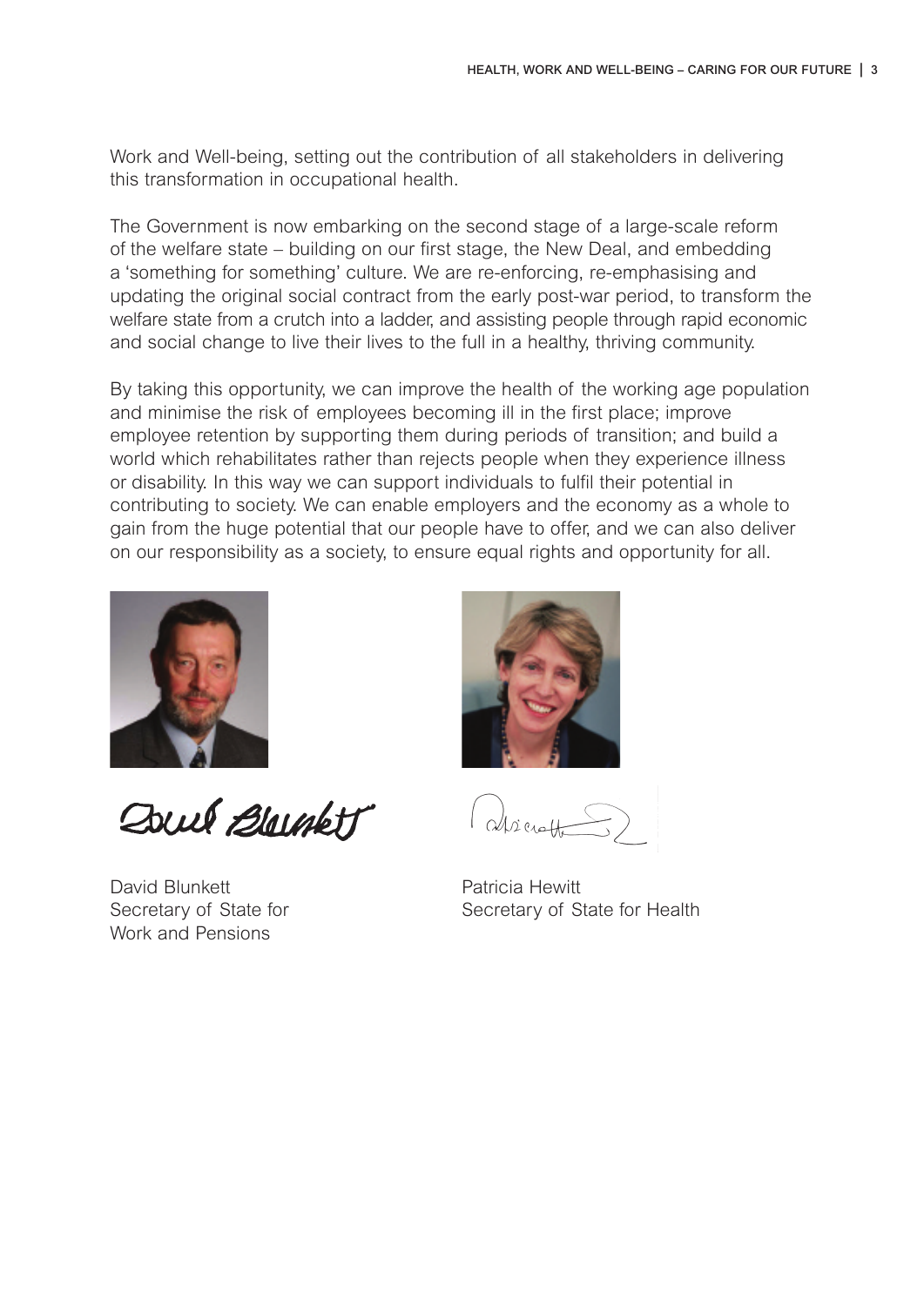Work and Well-being, setting out the contribution of all stakeholders in delivering this transformation in occupational health.

The Government is now embarking on the second stage of a large-scale reform of the welfare state – building on our first stage, the New Deal, and embedding a 'something for something' culture. We are re-enforcing, re-emphasising and updating the original social contract from the early post-war period, to transform the welfare state from a crutch into a ladder, and assisting people through rapid economic and social change to live their lives to the full in a healthy, thriving community.

By taking this opportunity, we can improve the health of the working age population and minimise the risk of employees becoming ill in the first place; improve employee retention by supporting them during periods of transition; and build a world which rehabilitates rather than rejects people when they experience illness or disability. In this way we can support individuals to fulfil their potential in contributing to society. We can enable employers and the economy as a whole to gain from the huge potential that our people have to offer, and we can also deliver on our responsibility as a society, to ensure equal rights and opportunity for all.

David Blunkett
Secretary of State for
Work and Pensions

Patricia Hewitt
Secretary of State for Health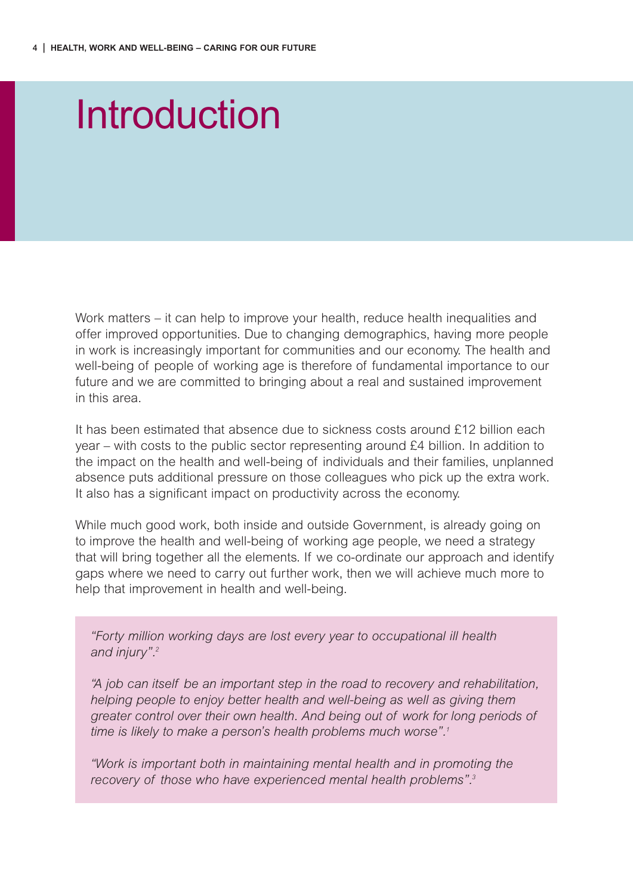# Introduction

Work matters – it can help to improve your health, reduce health inequalities and offer improved opportunities. Due to changing demographics, having more people in work is increasingly important for communities and our economy. The health and well-being of people of working age is therefore of fundamental importance to our future and we are committed to bringing about a real and sustained improvement in this area.

It has been estimated that absence due to sickness costs around £12 billion each year – with costs to the public sector representing around £4 billion. In addition to the impact on the health and well-being of individuals and their families, unplanned absence puts additional pressure on those colleagues who pick up the extra work. It also has a significant impact on productivity across the economy.

While much good work, both inside and outside Government, is already going on to improve the health and well-being of working age people, we need a strategy that will bring together all the elements. If we co-ordinate our approach and identify gaps where we need to carry out further work, then we will achieve much more to help that improvement in health and well-being.

> *"Forty million working days are lost every year to occupational ill health and injury".*[2]
>
> *"A job can itself be an important step in the road to recovery and rehabilitation, helping people to enjoy better health and well-being as well as giving them greater control over their own health. And being out of work for long periods of time is likely to make a person's health problems much worse".*[1]
>
> *"Work is important both in maintaining mental health and in promoting the recovery of those who have experienced mental health problems".*[3]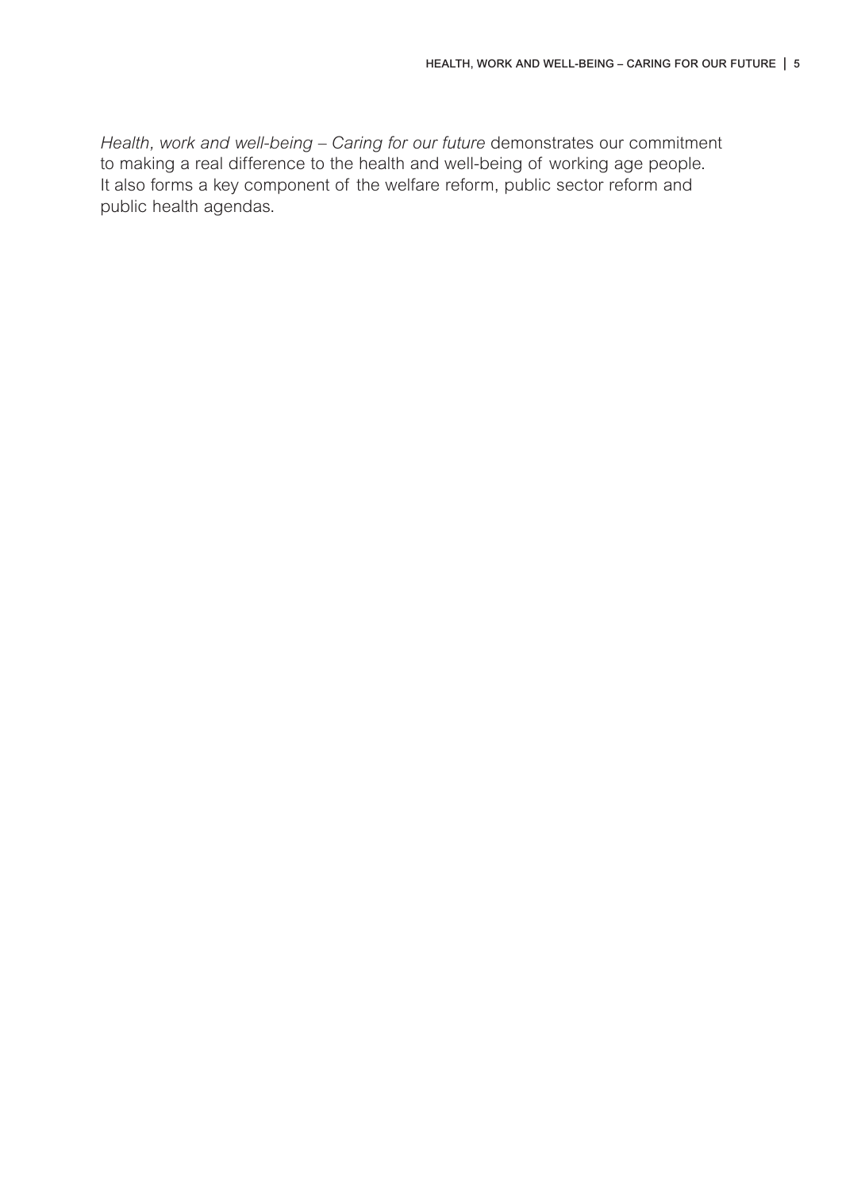*Health, work and well-being – Caring for our future* demonstrates our commitment to making a real difference to the health and well-being of working age people. It also forms a key component of the welfare reform, public sector reform and public health agendas.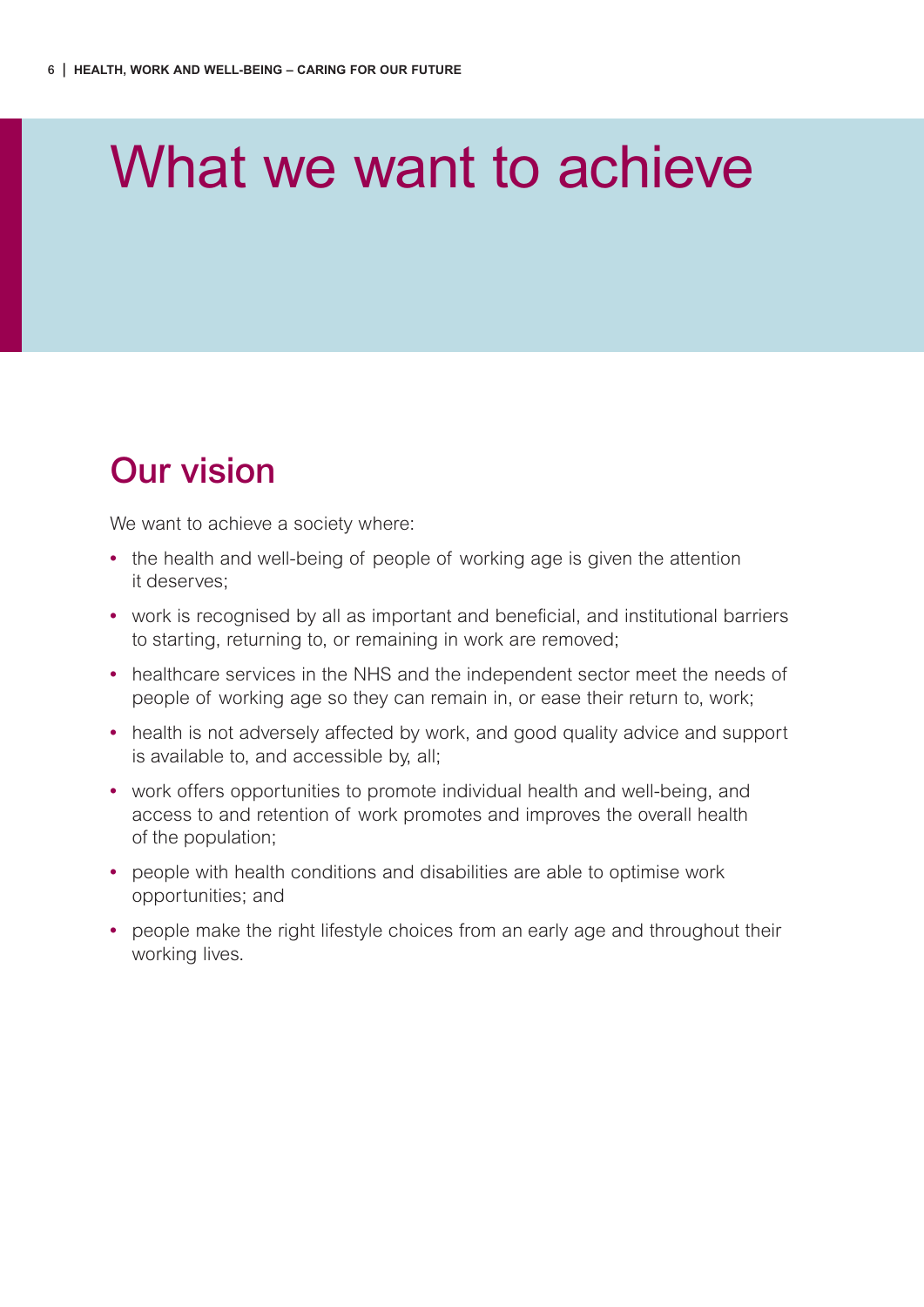# What we want to achieve

## Our vision

We want to achieve a society where:

- the health and well-being of people of working age is given the attention it deserves;
- work is recognised by all as important and beneficial, and institutional barriers to starting, returning to, or remaining in work are removed;
- healthcare services in the NHS and the independent sector meet the needs of people of working age so they can remain in, or ease their return to, work;
- health is not adversely affected by work, and good quality advice and support is available to, and accessible by, all;
- work offers opportunities to promote individual health and well-being, and access to and retention of work promotes and improves the overall health of the population;
- people with health conditions and disabilities are able to optimise work opportunities; and
- people make the right lifestyle choices from an early age and throughout their working lives.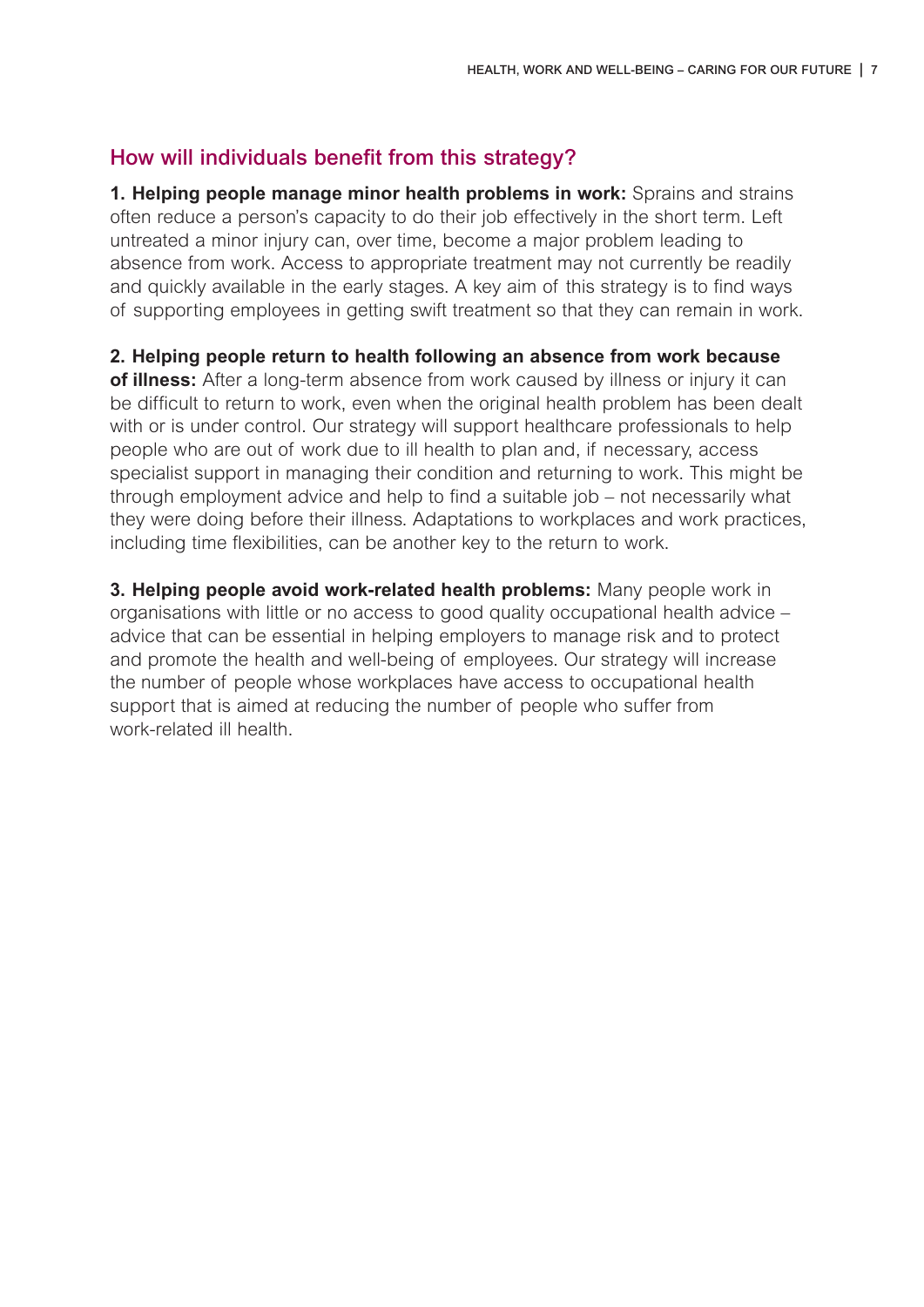## How will individuals benefit from this strategy?

**1. Helping people manage minor health problems in work:** Sprains and strains often reduce a person's capacity to do their job effectively in the short term. Left untreated a minor injury can, over time, become a major problem leading to absence from work. Access to appropriate treatment may not currently be readily and quickly available in the early stages. A key aim of this strategy is to find ways of supporting employees in getting swift treatment so that they can remain in work.

**2. Helping people return to health following an absence from work because of illness:** After a long-term absence from work caused by illness or injury it can be difficult to return to work, even when the original health problem has been dealt with or is under control. Our strategy will support healthcare professionals to help people who are out of work due to ill health to plan and, if necessary, access specialist support in managing their condition and returning to work. This might be through employment advice and help to find a suitable job – not necessarily what they were doing before their illness. Adaptations to workplaces and work practices, including time flexibilities, can be another key to the return to work.

**3. Helping people avoid work-related health problems:** Many people work in organisations with little or no access to good quality occupational health advice – advice that can be essential in helping employers to manage risk and to protect and promote the health and well-being of employees. Our strategy will increase the number of people whose workplaces have access to occupational health support that is aimed at reducing the number of people who suffer from work-related ill health.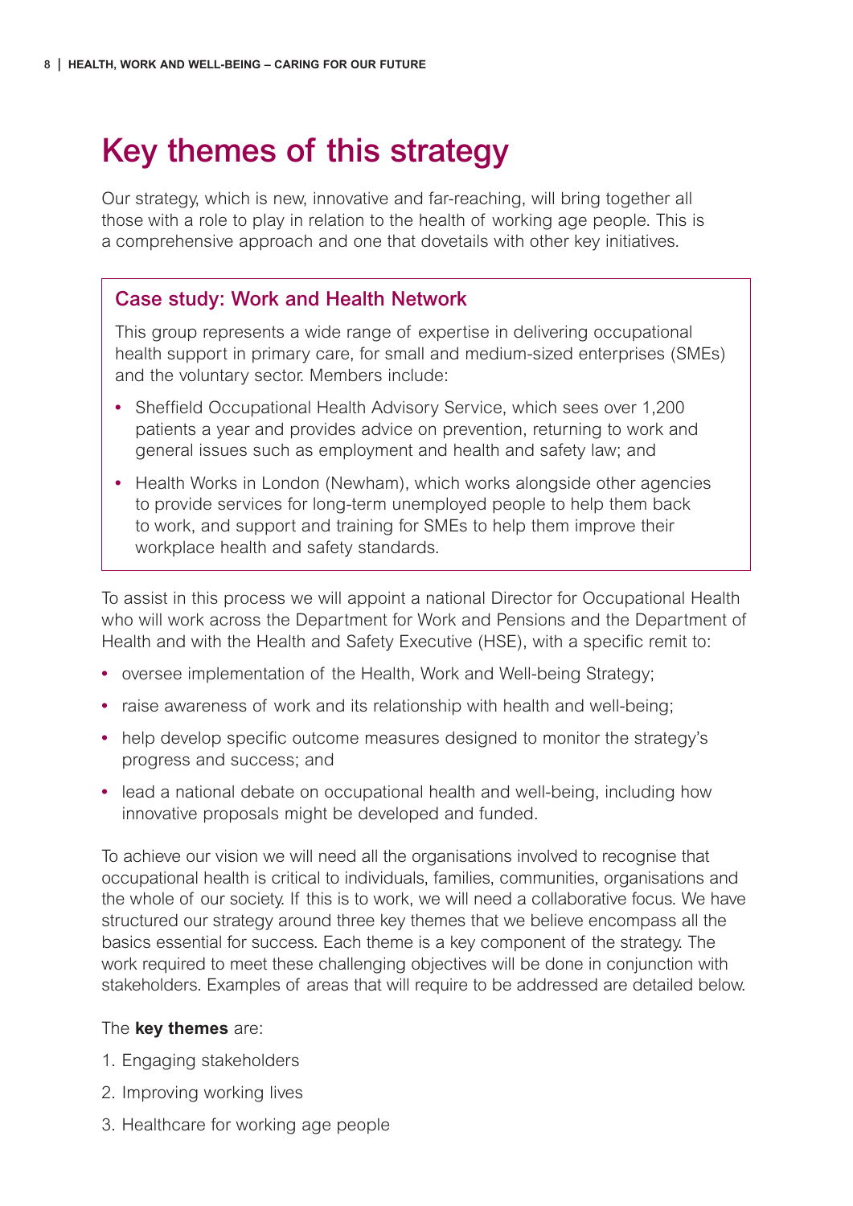# Key themes of this strategy

Our strategy, which is new, innovative and far-reaching, will bring together all those with a role to play in relation to the health of working age people. This is a comprehensive approach and one that dovetails with other key initiatives.

### Case study: Work and Health Network

This group represents a wide range of expertise in delivering occupational health support in primary care, for small and medium-sized enterprises (SMEs) and the voluntary sector. Members include:

- Sheffield Occupational Health Advisory Service, which sees over 1,200 patients a year and provides advice on prevention, returning to work and general issues such as employment and health and safety law; and
- Health Works in London (Newham), which works alongside other agencies to provide services for long-term unemployed people to help them back to work, and support and training for SMEs to help them improve their workplace health and safety standards.

To assist in this process we will appoint a national Director for Occupational Health who will work across the Department for Work and Pensions and the Department of Health and with the Health and Safety Executive (HSE), with a specific remit to:

- oversee implementation of the Health, Work and Well-being Strategy;
- raise awareness of work and its relationship with health and well-being;
- help develop specific outcome measures designed to monitor the strategy's progress and success; and
- lead a national debate on occupational health and well-being, including how innovative proposals might be developed and funded.

To achieve our vision we will need all the organisations involved to recognise that occupational health is critical to individuals, families, communities, organisations and the whole of our society. If this is to work, we will need a collaborative focus. We have structured our strategy around three key themes that we believe encompass all the basics essential for success. Each theme is a key component of the strategy. The work required to meet these challenging objectives will be done in conjunction with stakeholders. Examples of areas that will require to be addressed are detailed below.

The **key themes** are:

1. Engaging stakeholders
2. Improving working lives
3. Healthcare for working age people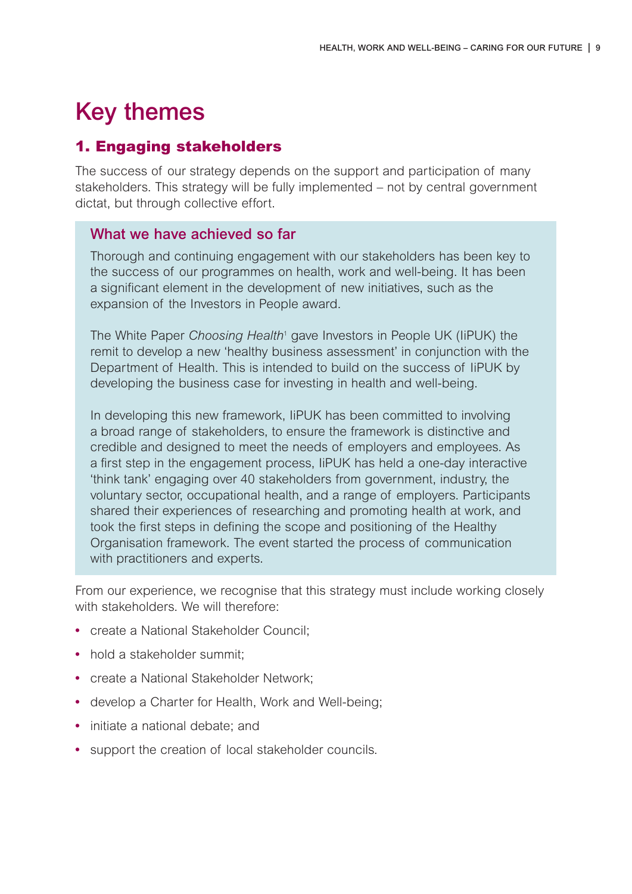# Key themes

## 1. Engaging stakeholders

The success of our strategy depends on the support and participation of many stakeholders. This strategy will be fully implemented – not by central government dictat, but through collective effort.

### What we have achieved so far

Thorough and continuing engagement with our stakeholders has been key to the success of our programmes on health, work and well-being. It has been a significant element in the development of new initiatives, such as the expansion of the Investors in People award.

The White Paper *Choosing Health*[1] gave Investors in People UK (IiPUK) the remit to develop a new 'healthy business assessment' in conjunction with the Department of Health. This is intended to build on the success of IiPUK by developing the business case for investing in health and well-being.

In developing this new framework, IiPUK has been committed to involving a broad range of stakeholders, to ensure the framework is distinctive and credible and designed to meet the needs of employers and employees. As a first step in the engagement process, IiPUK has held a one-day interactive 'think tank' engaging over 40 stakeholders from government, industry, the voluntary sector, occupational health, and a range of employers. Participants shared their experiences of researching and promoting health at work, and took the first steps in defining the scope and positioning of the Healthy Organisation framework. The event started the process of communication with practitioners and experts.

From our experience, we recognise that this strategy must include working closely with stakeholders. We will therefore:

- create a National Stakeholder Council;
- hold a stakeholder summit;
- create a National Stakeholder Network;
- develop a Charter for Health, Work and Well-being;
- initiate a national debate; and
- support the creation of local stakeholder councils.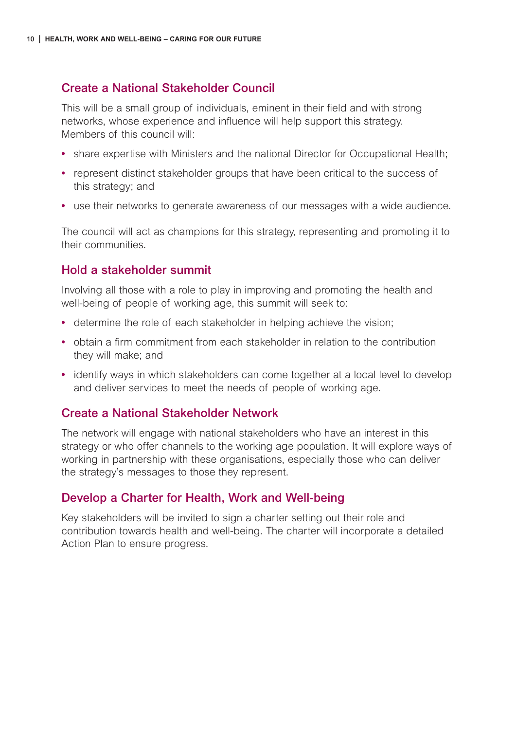## Create a National Stakeholder Council

This will be a small group of individuals, eminent in their field and with strong networks, whose experience and influence will help support this strategy. Members of this council will:

- share expertise with Ministers and the national Director for Occupational Health;
- represent distinct stakeholder groups that have been critical to the success of this strategy; and
- use their networks to generate awareness of our messages with a wide audience.

The council will act as champions for this strategy, representing and promoting it to their communities.

## Hold a stakeholder summit

Involving all those with a role to play in improving and promoting the health and well-being of people of working age, this summit will seek to:

- determine the role of each stakeholder in helping achieve the vision;
- obtain a firm commitment from each stakeholder in relation to the contribution they will make; and
- identify ways in which stakeholders can come together at a local level to develop and deliver services to meet the needs of people of working age.

## Create a National Stakeholder Network

The network will engage with national stakeholders who have an interest in this strategy or who offer channels to the working age population. It will explore ways of working in partnership with these organisations, especially those who can deliver the strategy's messages to those they represent.

## Develop a Charter for Health, Work and Well-being

Key stakeholders will be invited to sign a charter setting out their role and contribution towards health and well-being. The charter will incorporate a detailed Action Plan to ensure progress.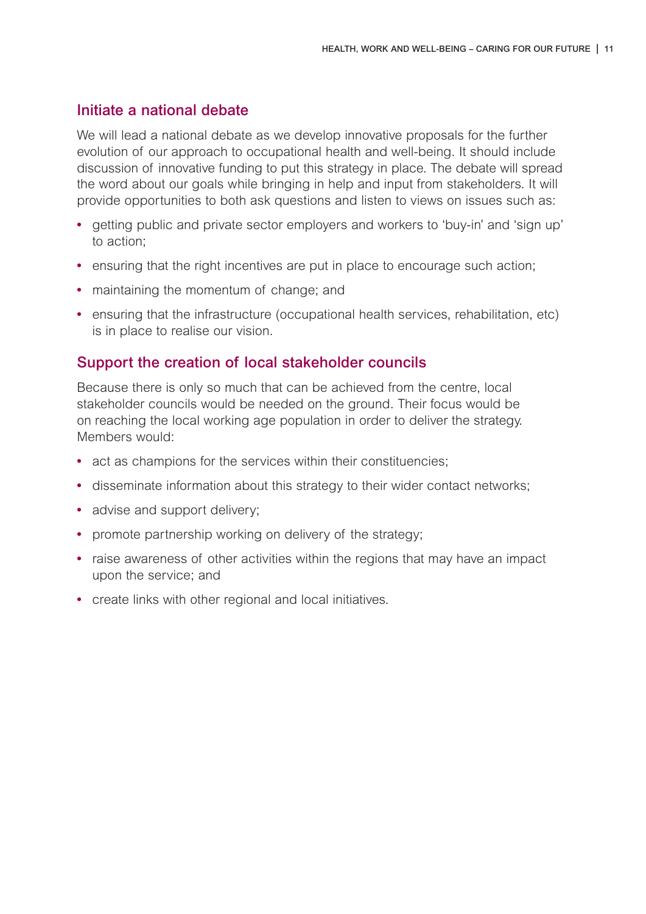## Initiate a national debate

We will lead a national debate as we develop innovative proposals for the further evolution of our approach to occupational health and well-being. It should include discussion of innovative funding to put this strategy in place. The debate will spread the word about our goals while bringing in help and input from stakeholders. It will provide opportunities to both ask questions and listen to views on issues such as:

- getting public and private sector employers and workers to 'buy-in' and 'sign up' to action;
- ensuring that the right incentives are put in place to encourage such action;
- maintaining the momentum of change; and
- ensuring that the infrastructure (occupational health services, rehabilitation, etc) is in place to realise our vision.

## Support the creation of local stakeholder councils

Because there is only so much that can be achieved from the centre, local stakeholder councils would be needed on the ground. Their focus would be on reaching the local working age population in order to deliver the strategy. Members would:

- act as champions for the services within their constituencies;
- disseminate information about this strategy to their wider contact networks;
- advise and support delivery;
- promote partnership working on delivery of the strategy;
- raise awareness of other activities within the regions that may have an impact upon the service; and
- create links with other regional and local initiatives.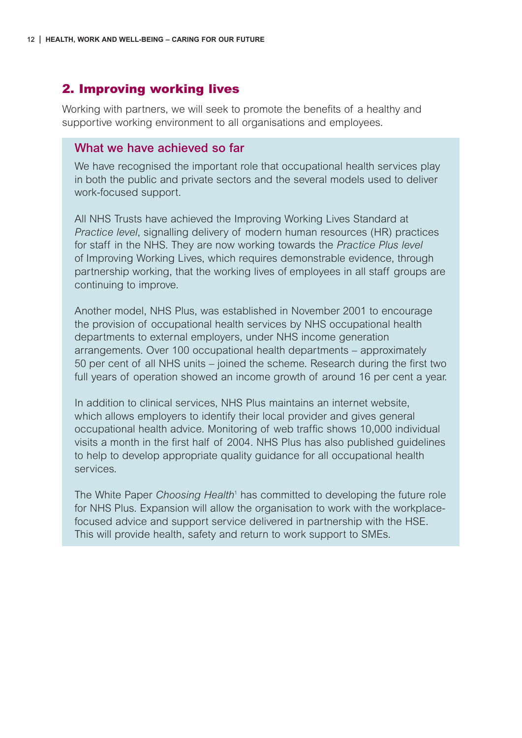## 2. Improving working lives

Working with partners, we will seek to promote the benefits of a healthy and supportive working environment to all organisations and employees.

### What we have achieved so far

We have recognised the important role that occupational health services play in both the public and private sectors and the several models used to deliver work-focused support.

All NHS Trusts have achieved the Improving Working Lives Standard at *Practice level*, signalling delivery of modern human resources (HR) practices for staff in the NHS. They are now working towards the *Practice Plus level* of Improving Working Lives, which requires demonstrable evidence, through partnership working, that the working lives of employees in all staff groups are continuing to improve.

Another model, NHS Plus, was established in November 2001 to encourage the provision of occupational health services by NHS occupational health departments to external employers, under NHS income generation arrangements. Over 100 occupational health departments – approximately 50 per cent of all NHS units – joined the scheme. Research during the first two full years of operation showed an income growth of around 16 per cent a year.

In addition to clinical services, NHS Plus maintains an internet website, which allows employers to identify their local provider and gives general occupational health advice. Monitoring of web traffic shows 10,000 individual visits a month in the first half of 2004. NHS Plus has also published guidelines to help to develop appropriate quality guidance for all occupational health services.

The White Paper *Choosing Health*[1] has committed to developing the future role for NHS Plus. Expansion will allow the organisation to work with the workplace-focused advice and support service delivered in partnership with the HSE. This will provide health, safety and return to work support to SMEs.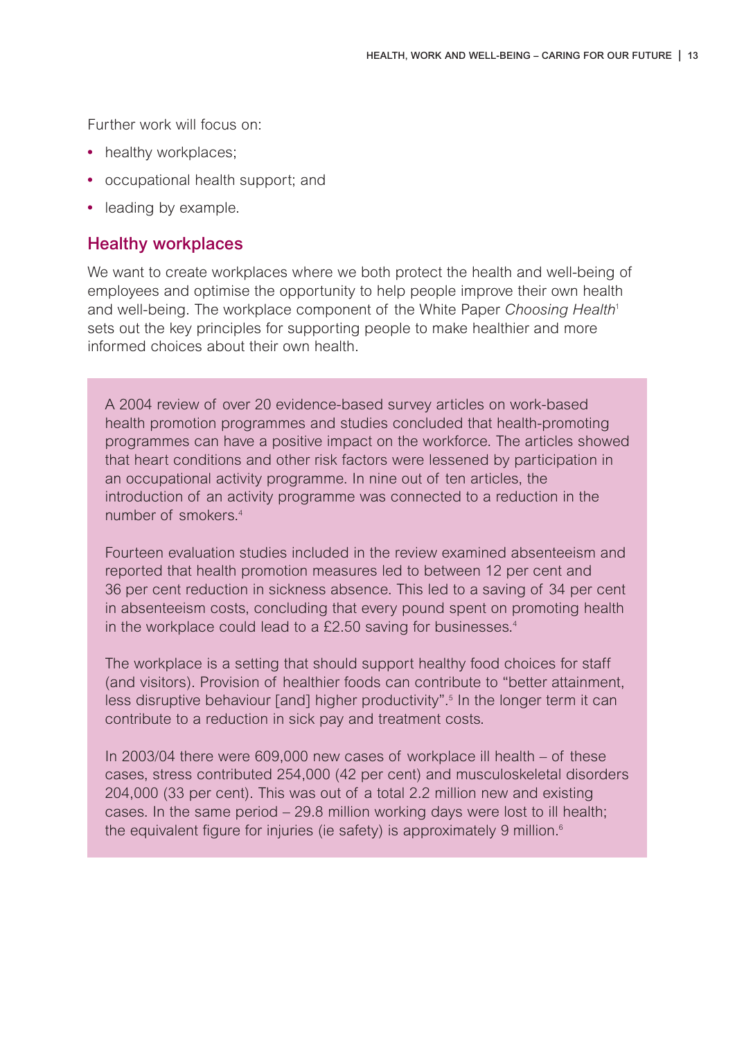Further work will focus on:

- healthy workplaces;
- occupational health support; and
- leading by example.

## Healthy workplaces

We want to create workplaces where we both protect the health and well-being of employees and optimise the opportunity to help people improve their own health and well-being. The workplace component of the White Paper *Choosing Health*[1] sets out the key principles for supporting people to make healthier and more informed choices about their own health.

A 2004 review of over 20 evidence-based survey articles on work-based health promotion programmes and studies concluded that health-promoting programmes can have a positive impact on the workforce. The articles showed that heart conditions and other risk factors were lessened by participation in an occupational activity programme. In nine out of ten articles, the introduction of an activity programme was connected to a reduction in the number of smokers.[4]

Fourteen evaluation studies included in the review examined absenteeism and reported that health promotion measures led to between 12 per cent and 36 per cent reduction in sickness absence. This led to a saving of 34 per cent in absenteeism costs, concluding that every pound spent on promoting health in the workplace could lead to a £2.50 saving for businesses.[4]

The workplace is a setting that should support healthy food choices for staff (and visitors). Provision of healthier foods can contribute to "better attainment, less disruptive behaviour [and] higher productivity".[5] In the longer term it can contribute to a reduction in sick pay and treatment costs.

In 2003/04 there were 609,000 new cases of workplace ill health – of these cases, stress contributed 254,000 (42 per cent) and musculoskeletal disorders 204,000 (33 per cent). This was out of a total 2.2 million new and existing cases. In the same period – 29.8 million working days were lost to ill health; the equivalent figure for injuries (ie safety) is approximately 9 million.[6]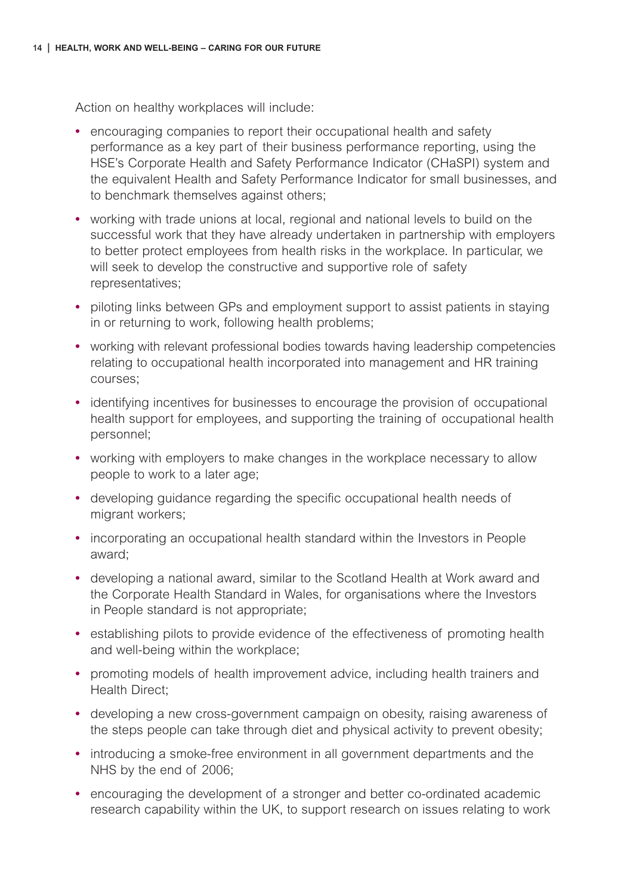Action on healthy workplaces will include:

- encouraging companies to report their occupational health and safety performance as a key part of their business performance reporting, using the HSE's Corporate Health and Safety Performance Indicator (CHaSPI) system and the equivalent Health and Safety Performance Indicator for small businesses, and to benchmark themselves against others;
- working with trade unions at local, regional and national levels to build on the successful work that they have already undertaken in partnership with employers to better protect employees from health risks in the workplace. In particular, we will seek to develop the constructive and supportive role of safety representatives;
- piloting links between GPs and employment support to assist patients in staying in or returning to work, following health problems;
- working with relevant professional bodies towards having leadership competencies relating to occupational health incorporated into management and HR training courses;
- identifying incentives for businesses to encourage the provision of occupational health support for employees, and supporting the training of occupational health personnel;
- working with employers to make changes in the workplace necessary to allow people to work to a later age;
- developing guidance regarding the specific occupational health needs of migrant workers;
- incorporating an occupational health standard within the Investors in People award;
- developing a national award, similar to the Scotland Health at Work award and the Corporate Health Standard in Wales, for organisations where the Investors in People standard is not appropriate;
- establishing pilots to provide evidence of the effectiveness of promoting health and well-being within the workplace;
- promoting models of health improvement advice, including health trainers and Health Direct;
- developing a new cross-government campaign on obesity, raising awareness of the steps people can take through diet and physical activity to prevent obesity;
- introducing a smoke-free environment in all government departments and the NHS by the end of 2006;
- encouraging the development of a stronger and better co-ordinated academic research capability within the UK, to support research on issues relating to work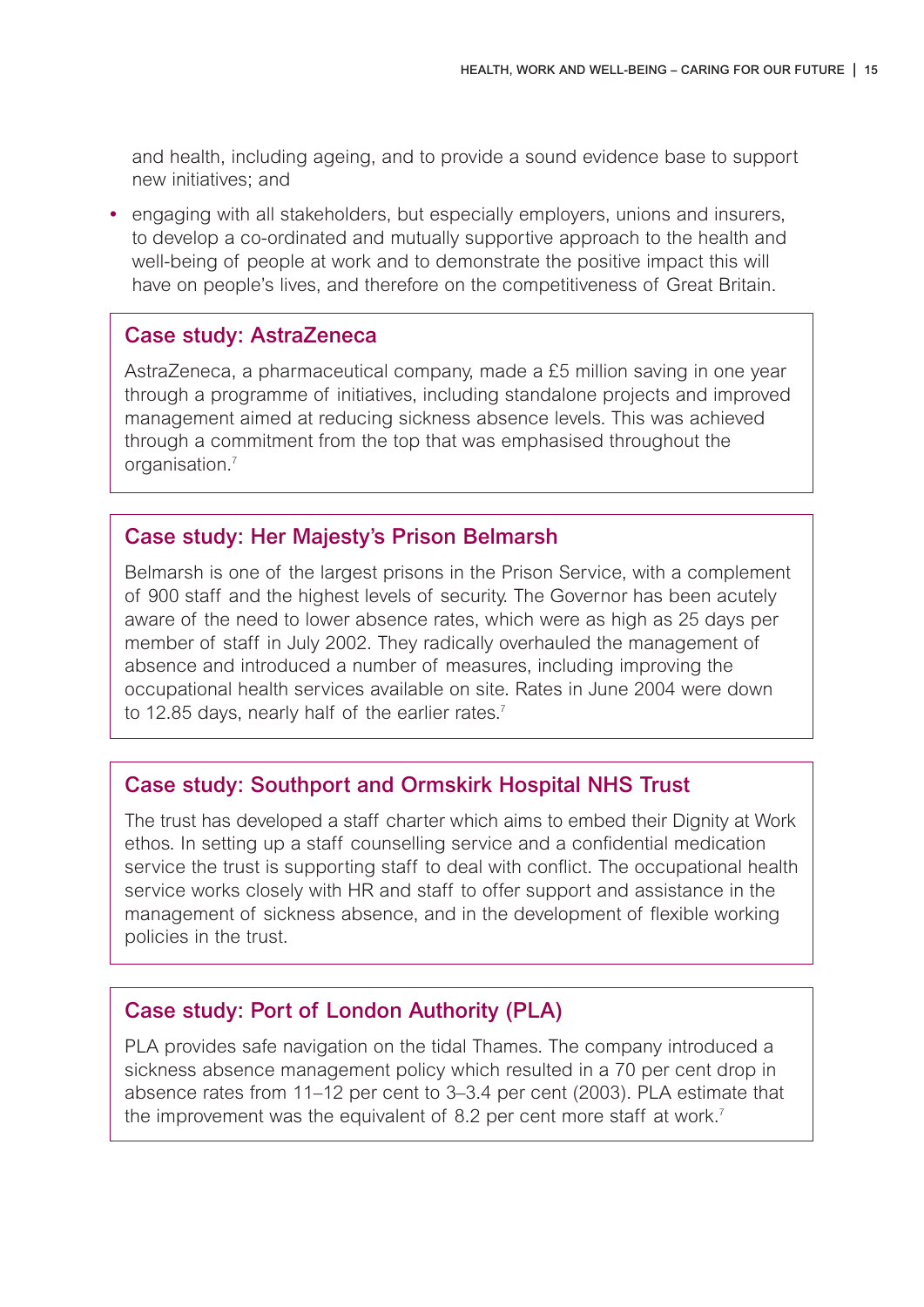and health, including ageing, and to provide a sound evidence base to support new initiatives; and

- engaging with all stakeholders, but especially employers, unions and insurers, to develop a co-ordinated and mutually supportive approach to the health and well-being of people at work and to demonstrate the positive impact this will have on people's lives, and therefore on the competitiveness of Great Britain.

### Case study: AstraZeneca

AstraZeneca, a pharmaceutical company, made a £5 million saving in one year through a programme of initiatives, including standalone projects and improved management aimed at reducing sickness absence levels. This was achieved through a commitment from the top that was emphasised throughout the organisation.[7]

### Case study: Her Majesty's Prison Belmarsh

Belmarsh is one of the largest prisons in the Prison Service, with a complement of 900 staff and the highest levels of security. The Governor has been acutely aware of the need to lower absence rates, which were as high as 25 days per member of staff in July 2002. They radically overhauled the management of absence and introduced a number of measures, including improving the occupational health services available on site. Rates in June 2004 were down to 12.85 days, nearly half of the earlier rates.[7]

### Case study: Southport and Ormskirk Hospital NHS Trust

The trust has developed a staff charter which aims to embed their Dignity at Work ethos. In setting up a staff counselling service and a confidential medication service the trust is supporting staff to deal with conflict. The occupational health service works closely with HR and staff to offer support and assistance in the management of sickness absence, and in the development of flexible working policies in the trust.

### Case study: Port of London Authority (PLA)

PLA provides safe navigation on the tidal Thames. The company introduced a sickness absence management policy which resulted in a 70 per cent drop in absence rates from 11–12 per cent to 3–3.4 per cent (2003). PLA estimate that the improvement was the equivalent of 8.2 per cent more staff at work.[7]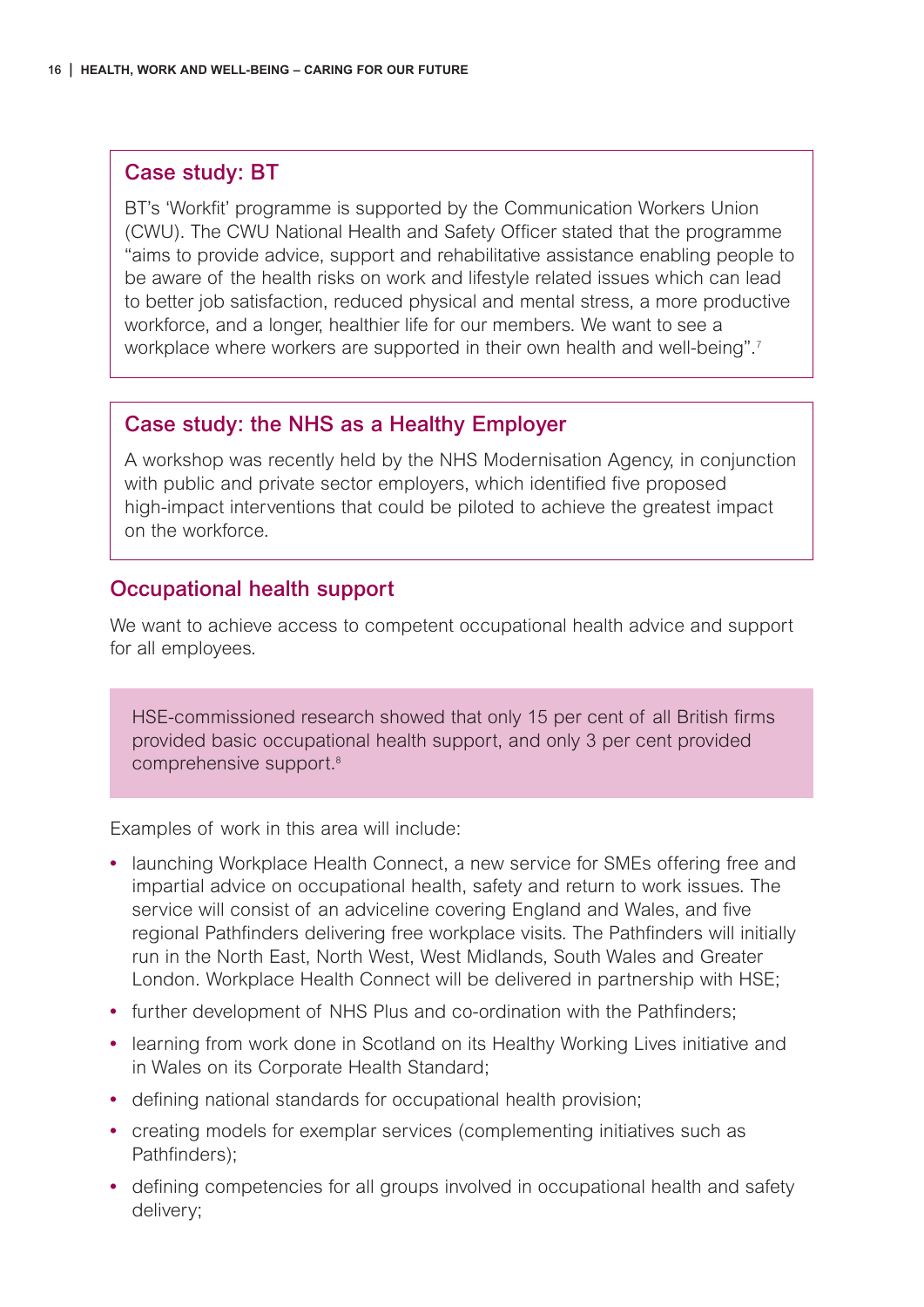### Case study: BT

BT's 'Workfit' programme is supported by the Communication Workers Union (CWU). The CWU National Health and Safety Officer stated that the programme "aims to provide advice, support and rehabilitative assistance enabling people to be aware of the health risks on work and lifestyle related issues which can lead to better job satisfaction, reduced physical and mental stress, a more productive workforce, and a longer, healthier life for our members. We want to see a workplace where workers are supported in their own health and well-being".[7]

### Case study: the NHS as a Healthy Employer

A workshop was recently held by the NHS Modernisation Agency, in conjunction with public and private sector employers, which identified five proposed high-impact interventions that could be piloted to achieve the greatest impact on the workforce.

## Occupational health support

We want to achieve access to competent occupational health advice and support for all employees.

> HSE-commissioned research showed that only 15 per cent of all British firms provided basic occupational health support, and only 3 per cent provided comprehensive support.[8]

Examples of work in this area will include:

- launching Workplace Health Connect, a new service for SMEs offering free and impartial advice on occupational health, safety and return to work issues. The service will consist of an adviceline covering England and Wales, and five regional Pathfinders delivering free workplace visits. The Pathfinders will initially run in the North East, North West, West Midlands, South Wales and Greater London. Workplace Health Connect will be delivered in partnership with HSE;
- further development of NHS Plus and co-ordination with the Pathfinders;
- learning from work done in Scotland on its Healthy Working Lives initiative and in Wales on its Corporate Health Standard;
- defining national standards for occupational health provision;
- creating models for exemplar services (complementing initiatives such as Pathfinders);
- defining competencies for all groups involved in occupational health and safety delivery;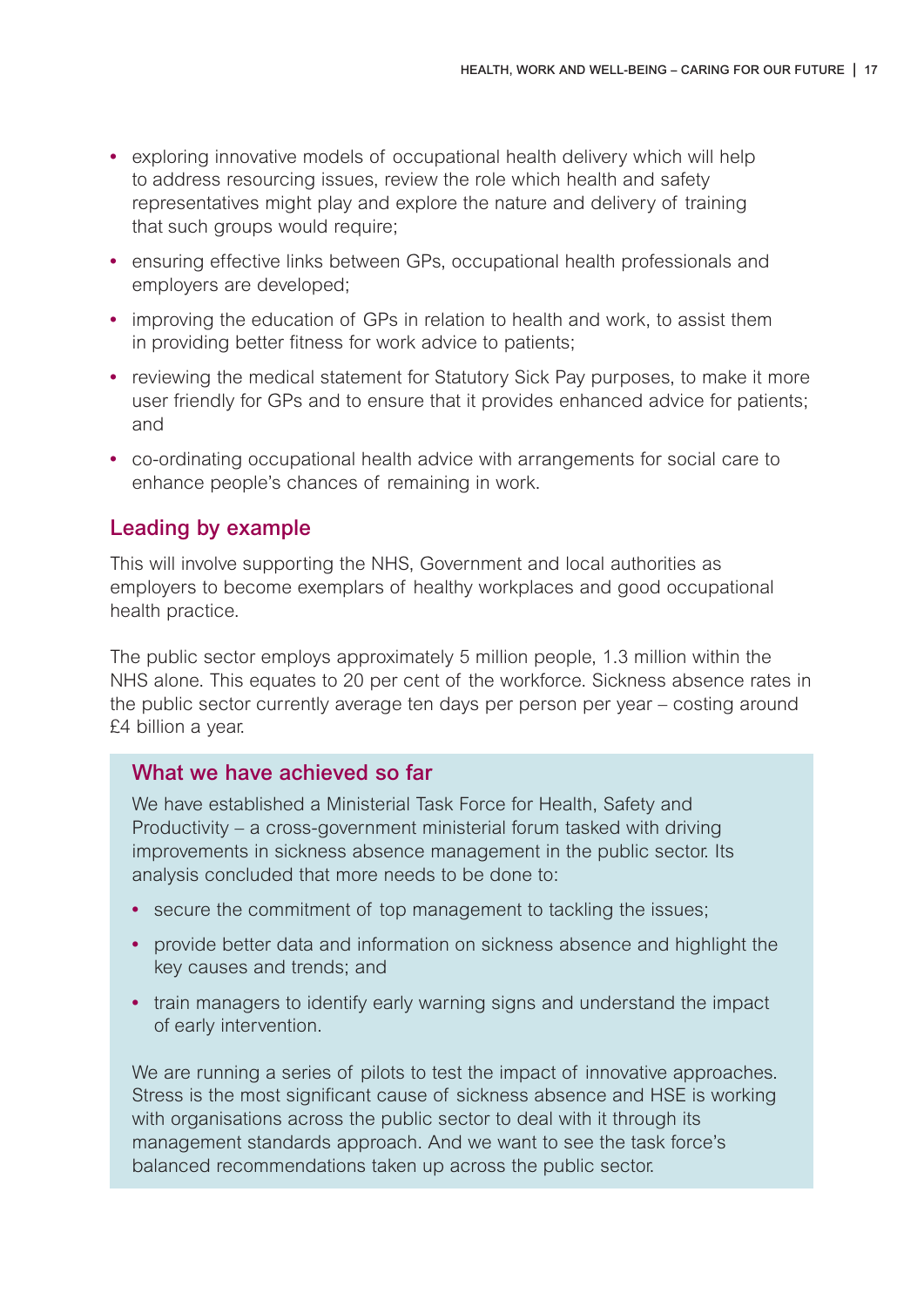- exploring innovative models of occupational health delivery which will help to address resourcing issues, review the role which health and safety representatives might play and explore the nature and delivery of training that such groups would require;
- ensuring effective links between GPs, occupational health professionals and employers are developed;
- improving the education of GPs in relation to health and work, to assist them in providing better fitness for work advice to patients;
- reviewing the medical statement for Statutory Sick Pay purposes, to make it more user friendly for GPs and to ensure that it provides enhanced advice for patients; and
- co-ordinating occupational health advice with arrangements for social care to enhance people's chances of remaining in work.

## Leading by example

This will involve supporting the NHS, Government and local authorities as employers to become exemplars of healthy workplaces and good occupational health practice.

The public sector employs approximately 5 million people, 1.3 million within the NHS alone. This equates to 20 per cent of the workforce. Sickness absence rates in the public sector currently average ten days per person per year – costing around £4 billion a year.

### What we have achieved so far

We have established a Ministerial Task Force for Health, Safety and Productivity – a cross-government ministerial forum tasked with driving improvements in sickness absence management in the public sector. Its analysis concluded that more needs to be done to:

- secure the commitment of top management to tackling the issues;
- provide better data and information on sickness absence and highlight the key causes and trends; and
- train managers to identify early warning signs and understand the impact of early intervention.

We are running a series of pilots to test the impact of innovative approaches. Stress is the most significant cause of sickness absence and HSE is working with organisations across the public sector to deal with it through its management standards approach. And we want to see the task force's balanced recommendations taken up across the public sector.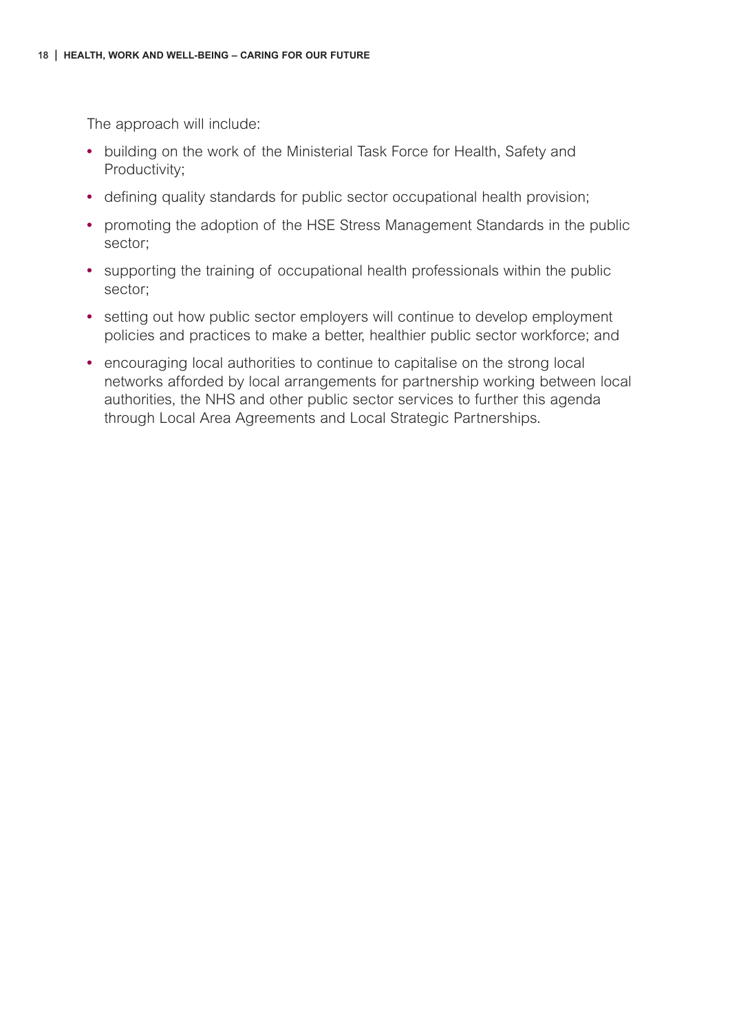The approach will include:

- building on the work of the Ministerial Task Force for Health, Safety and Productivity;
- defining quality standards for public sector occupational health provision;
- promoting the adoption of the HSE Stress Management Standards in the public sector;
- supporting the training of occupational health professionals within the public sector;
- setting out how public sector employers will continue to develop employment policies and practices to make a better, healthier public sector workforce; and
- encouraging local authorities to continue to capitalise on the strong local networks afforded by local arrangements for partnership working between local authorities, the NHS and other public sector services to further this agenda through Local Area Agreements and Local Strategic Partnerships.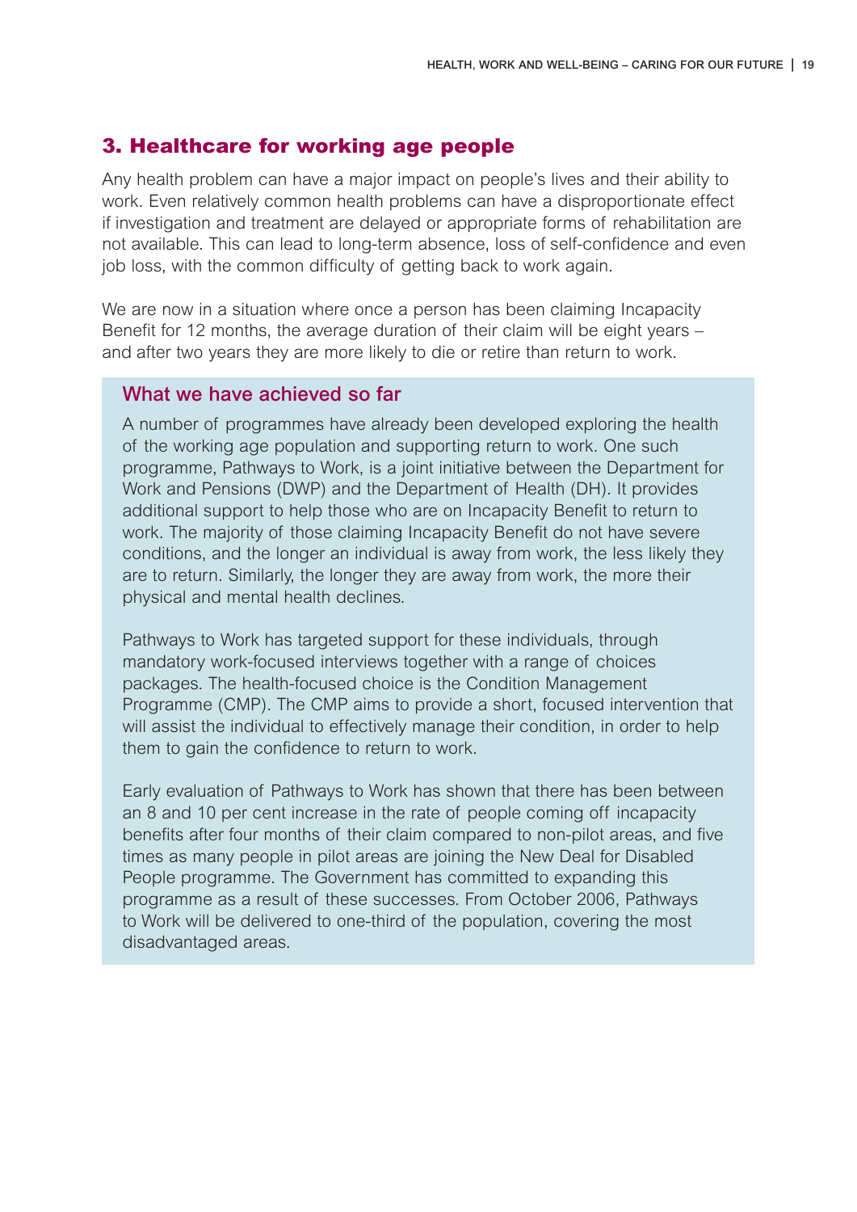## 3. Healthcare for working age people

Any health problem can have a major impact on people's lives and their ability to work. Even relatively common health problems can have a disproportionate effect if investigation and treatment are delayed or appropriate forms of rehabilitation are not available. This can lead to long-term absence, loss of self-confidence and even job loss, with the common difficulty of getting back to work again.

We are now in a situation where once a person has been claiming Incapacity Benefit for 12 months, the average duration of their claim will be eight years – and after two years they are more likely to die or retire than return to work.

### What we have achieved so far

A number of programmes have already been developed exploring the health of the working age population and supporting return to work. One such programme, Pathways to Work, is a joint initiative between the Department for Work and Pensions (DWP) and the Department of Health (DH). It provides additional support to help those who are on Incapacity Benefit to return to work. The majority of those claiming Incapacity Benefit do not have severe conditions, and the longer an individual is away from work, the less likely they are to return. Similarly, the longer they are away from work, the more their physical and mental health declines.

Pathways to Work has targeted support for these individuals, through mandatory work-focused interviews together with a range of choices packages. The health-focused choice is the Condition Management Programme (CMP). The CMP aims to provide a short, focused intervention that will assist the individual to effectively manage their condition, in order to help them to gain the confidence to return to work.

Early evaluation of Pathways to Work has shown that there has been between an 8 and 10 per cent increase in the rate of people coming off incapacity benefits after four months of their claim compared to non-pilot areas, and five times as many people in pilot areas are joining the New Deal for Disabled People programme. The Government has committed to expanding this programme as a result of these successes. From October 2006, Pathways to Work will be delivered to one-third of the population, covering the most disadvantaged areas.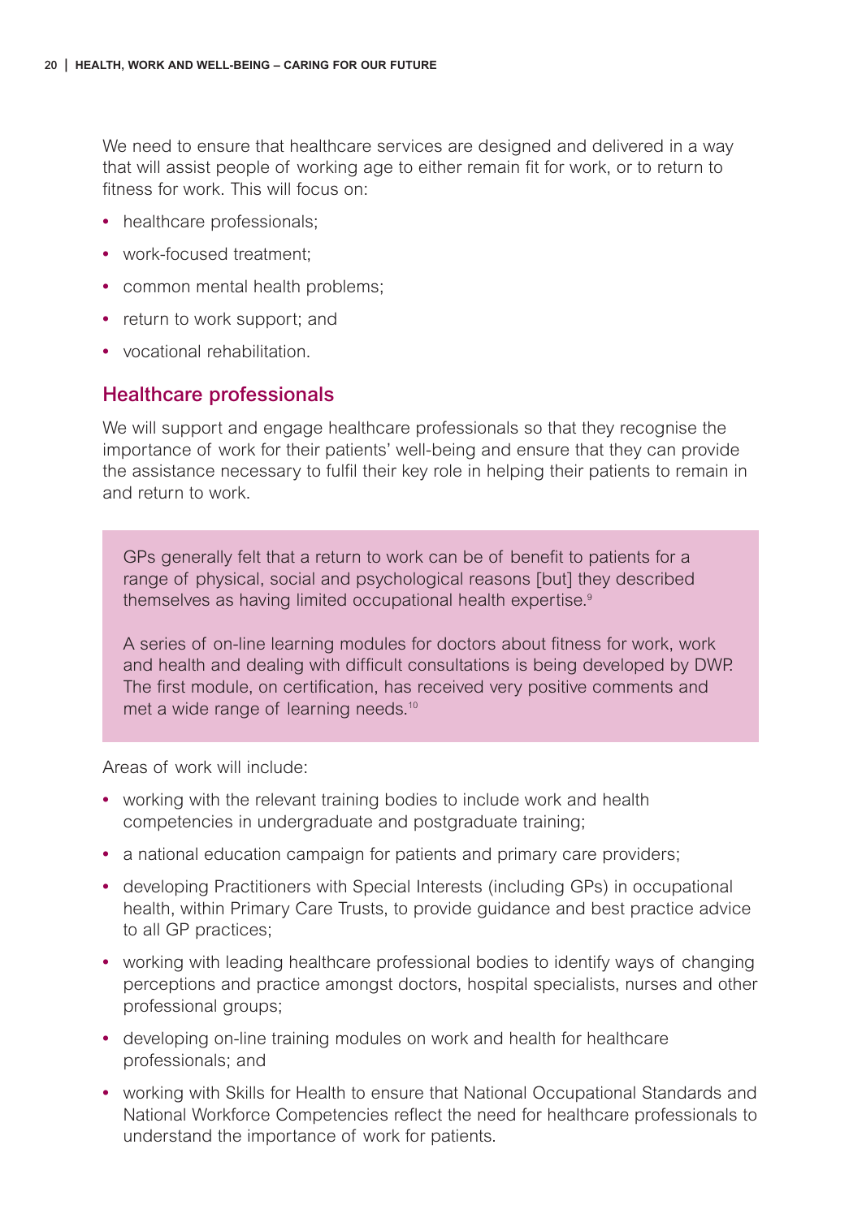We need to ensure that healthcare services are designed and delivered in a way that will assist people of working age to either remain fit for work, or to return to fitness for work. This will focus on:

- healthcare professionals;
- work-focused treatment;
- common mental health problems;
- return to work support; and
- vocational rehabilitation.

## Healthcare professionals

We will support and engage healthcare professionals so that they recognise the importance of work for their patients' well-being and ensure that they can provide the assistance necessary to fulfil their key role in helping their patients to remain in and return to work.

> GPs generally felt that a return to work can be of benefit to patients for a range of physical, social and psychological reasons [but] they described themselves as having limited occupational health expertise.[9]
>
> A series of on-line learning modules for doctors about fitness for work, work and health and dealing with difficult consultations is being developed by DWP. The first module, on certification, has received very positive comments and met a wide range of learning needs.[10]

Areas of work will include:

- working with the relevant training bodies to include work and health competencies in undergraduate and postgraduate training;
- a national education campaign for patients and primary care providers;
- developing Practitioners with Special Interests (including GPs) in occupational health, within Primary Care Trusts, to provide guidance and best practice advice to all GP practices;
- working with leading healthcare professional bodies to identify ways of changing perceptions and practice amongst doctors, hospital specialists, nurses and other professional groups;
- developing on-line training modules on work and health for healthcare professionals; and
- working with Skills for Health to ensure that National Occupational Standards and National Workforce Competencies reflect the need for healthcare professionals to understand the importance of work for patients.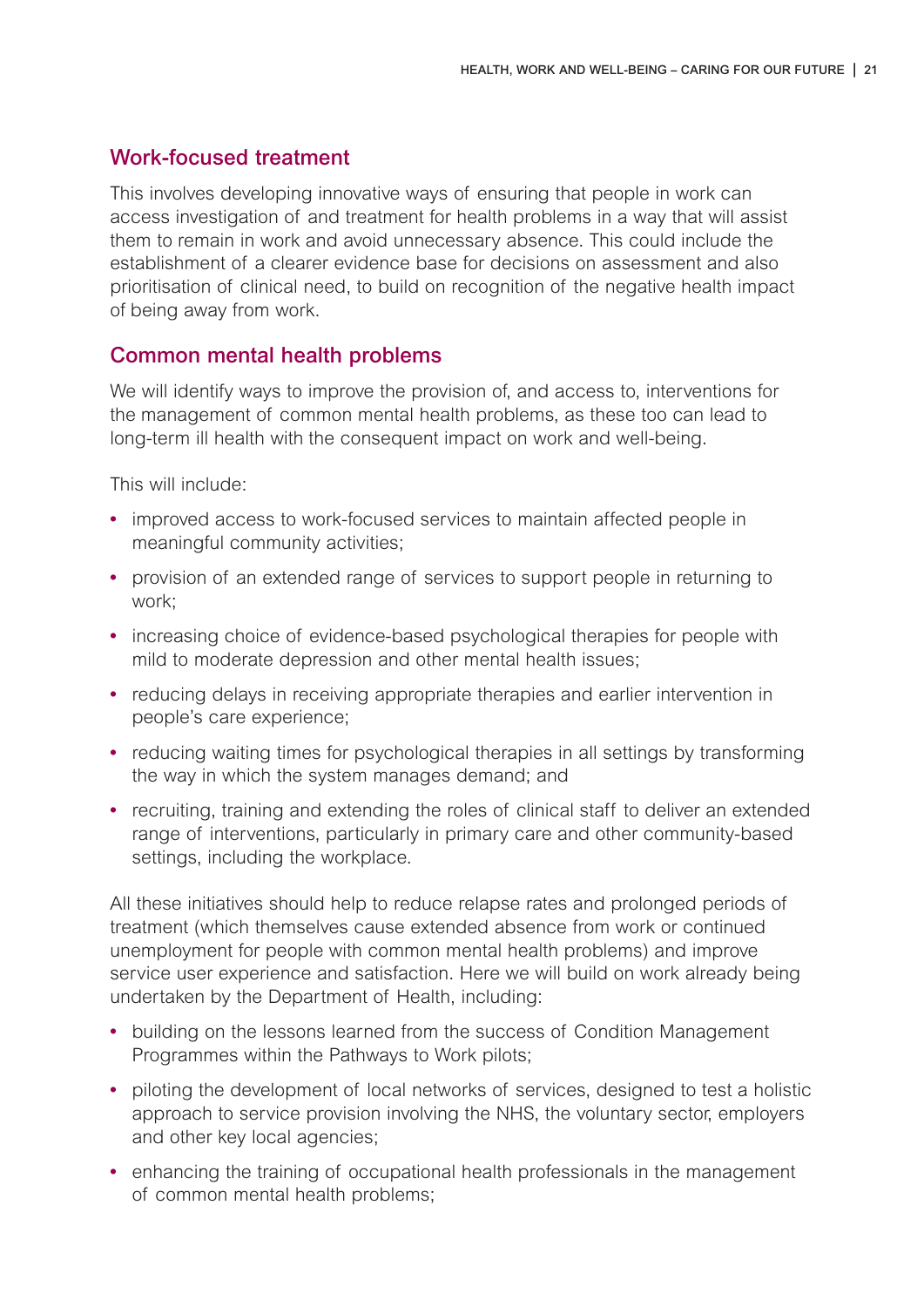## Work-focused treatment

This involves developing innovative ways of ensuring that people in work can access investigation of and treatment for health problems in a way that will assist them to remain in work and avoid unnecessary absence. This could include the establishment of a clearer evidence base for decisions on assessment and also prioritisation of clinical need, to build on recognition of the negative health impact of being away from work.

## Common mental health problems

We will identify ways to improve the provision of, and access to, interventions for the management of common mental health problems, as these too can lead to long-term ill health with the consequent impact on work and well-being.

This will include:

- improved access to work-focused services to maintain affected people in meaningful community activities;
- provision of an extended range of services to support people in returning to work;
- increasing choice of evidence-based psychological therapies for people with mild to moderate depression and other mental health issues;
- reducing delays in receiving appropriate therapies and earlier intervention in people's care experience;
- reducing waiting times for psychological therapies in all settings by transforming the way in which the system manages demand; and
- recruiting, training and extending the roles of clinical staff to deliver an extended range of interventions, particularly in primary care and other community-based settings, including the workplace.

All these initiatives should help to reduce relapse rates and prolonged periods of treatment (which themselves cause extended absence from work or continued unemployment for people with common mental health problems) and improve service user experience and satisfaction. Here we will build on work already being undertaken by the Department of Health, including:

- building on the lessons learned from the success of Condition Management Programmes within the Pathways to Work pilots;
- piloting the development of local networks of services, designed to test a holistic approach to service provision involving the NHS, the voluntary sector, employers and other key local agencies;
- enhancing the training of occupational health professionals in the management of common mental health problems;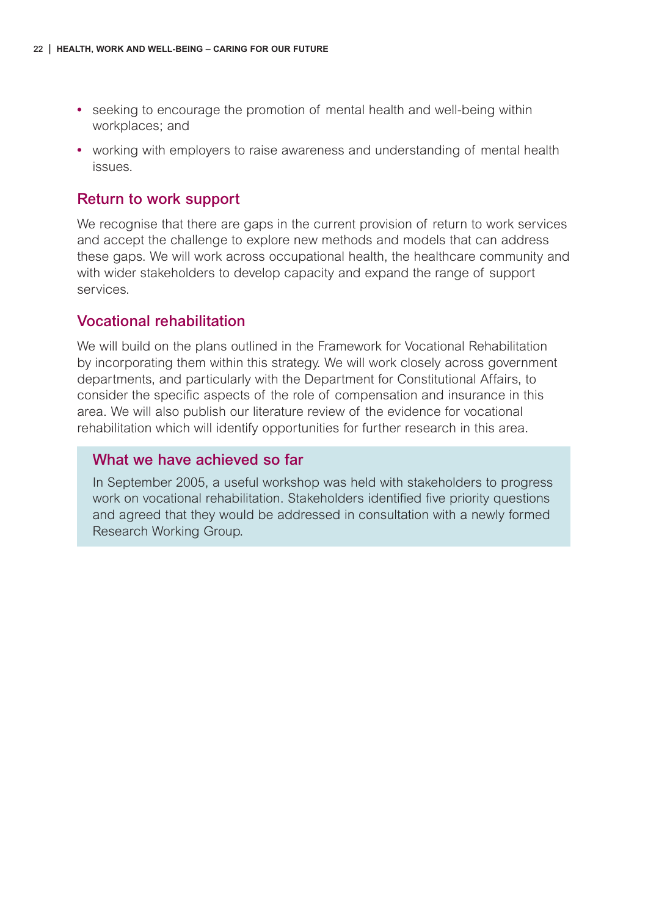- seeking to encourage the promotion of mental health and well-being within workplaces; and
- working with employers to raise awareness and understanding of mental health issues.

## Return to work support

We recognise that there are gaps in the current provision of return to work services and accept the challenge to explore new methods and models that can address these gaps. We will work across occupational health, the healthcare community and with wider stakeholders to develop capacity and expand the range of support services.

## Vocational rehabilitation

We will build on the plans outlined in the Framework for Vocational Rehabilitation by incorporating them within this strategy. We will work closely across government departments, and particularly with the Department for Constitutional Affairs, to consider the specific aspects of the role of compensation and insurance in this area. We will also publish our literature review of the evidence for vocational rehabilitation which will identify opportunities for further research in this area.

### What we have achieved so far

In September 2005, a useful workshop was held with stakeholders to progress work on vocational rehabilitation. Stakeholders identified five priority questions and agreed that they would be addressed in consultation with a newly formed Research Working Group.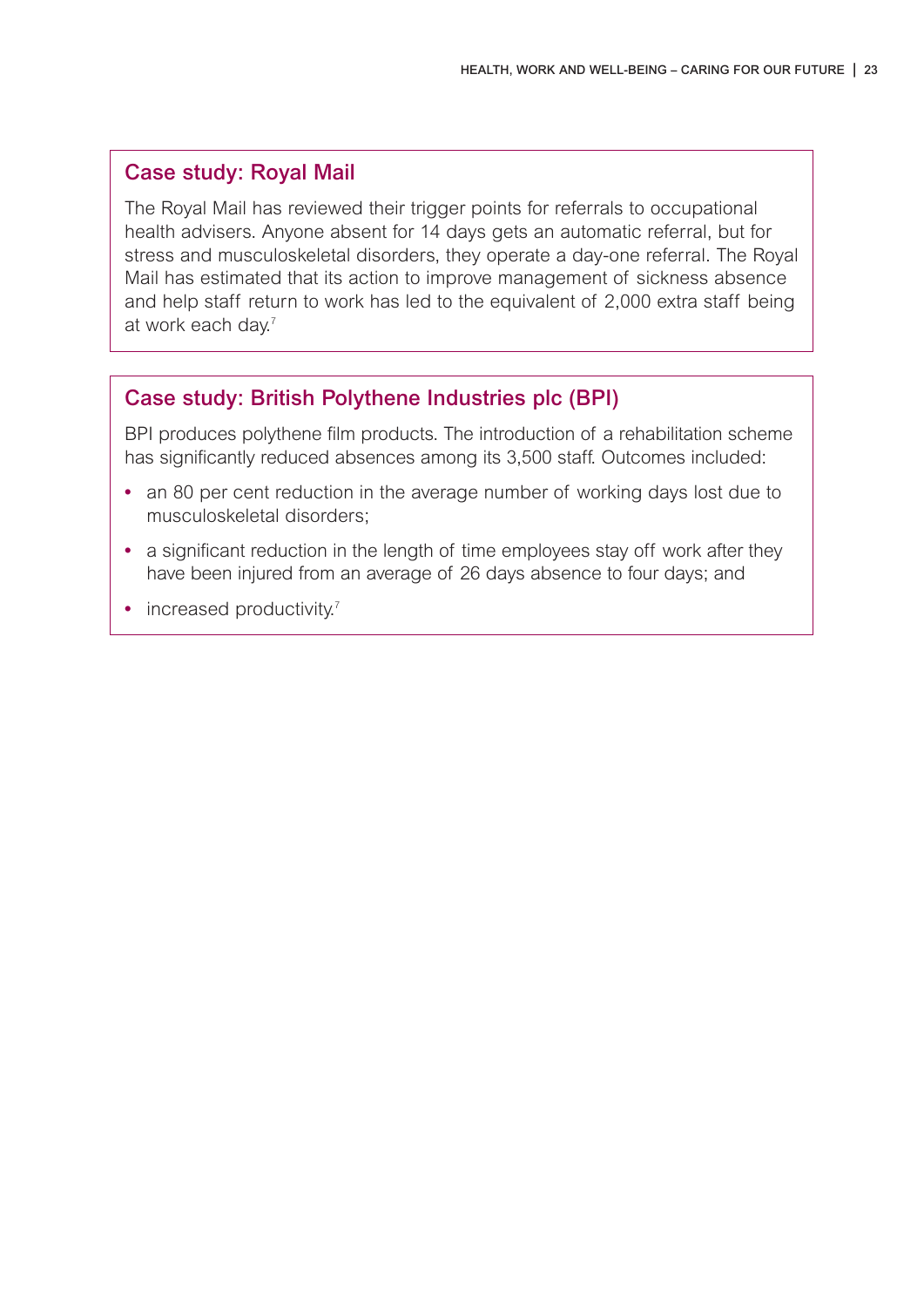### Case study: Royal Mail

The Royal Mail has reviewed their trigger points for referrals to occupational health advisers. Anyone absent for 14 days gets an automatic referral, but for stress and musculoskeletal disorders, they operate a day-one referral. The Royal Mail has estimated that its action to improve management of sickness absence and help staff return to work has led to the equivalent of 2,000 extra staff being at work each day.[7]

### Case study: British Polythene Industries plc (BPI)

BPI produces polythene film products. The introduction of a rehabilitation scheme has significantly reduced absences among its 3,500 staff. Outcomes included:

- an 80 per cent reduction in the average number of working days lost due to musculoskeletal disorders;
- a significant reduction in the length of time employees stay off work after they have been injured from an average of 26 days absence to four days; and
- increased productivity.[7]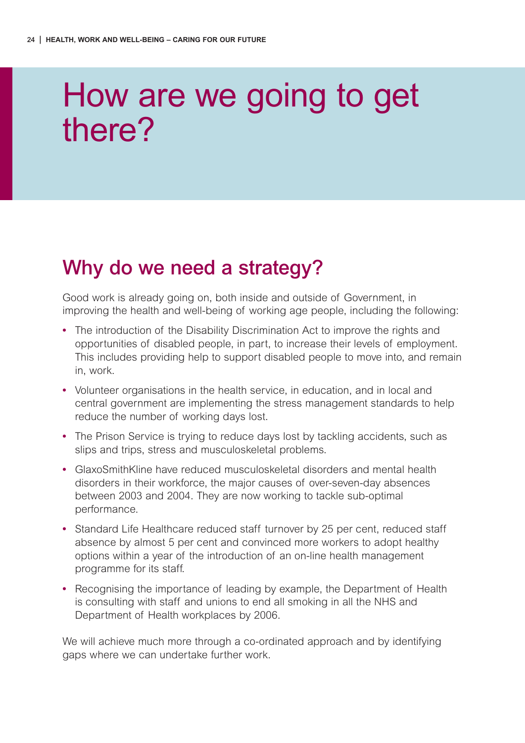# How are we going to get there?

## Why do we need a strategy?

Good work is already going on, both inside and outside of Government, in improving the health and well-being of working age people, including the following:

- The introduction of the Disability Discrimination Act to improve the rights and opportunities of disabled people, in part, to increase their levels of employment. This includes providing help to support disabled people to move into, and remain in, work.
- Volunteer organisations in the health service, in education, and in local and central government are implementing the stress management standards to help reduce the number of working days lost.
- The Prison Service is trying to reduce days lost by tackling accidents, such as slips and trips, stress and musculoskeletal problems.
- GlaxoSmithKline have reduced musculoskeletal disorders and mental health disorders in their workforce, the major causes of over-seven-day absences between 2003 and 2004. They are now working to tackle sub-optimal performance.
- Standard Life Healthcare reduced staff turnover by 25 per cent, reduced staff absence by almost 5 per cent and convinced more workers to adopt healthy options within a year of the introduction of an on-line health management programme for its staff.
- Recognising the importance of leading by example, the Department of Health is consulting with staff and unions to end all smoking in all the NHS and Department of Health workplaces by 2006.

We will achieve much more through a co-ordinated approach and by identifying gaps where we can undertake further work.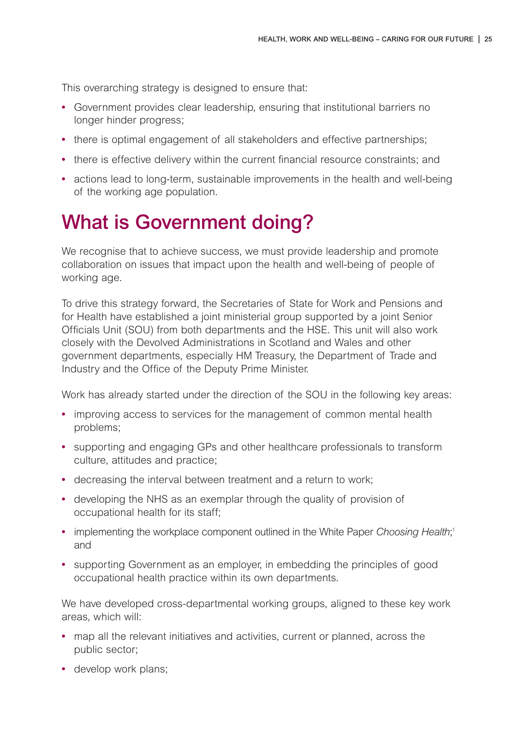This overarching strategy is designed to ensure that:

- Government provides clear leadership, ensuring that institutional barriers no longer hinder progress;
- there is optimal engagement of all stakeholders and effective partnerships;
- there is effective delivery within the current financial resource constraints; and
- actions lead to long-term, sustainable improvements in the health and well-being of the working age population.

# What is Government doing?

We recognise that to achieve success, we must provide leadership and promote collaboration on issues that impact upon the health and well-being of people of working age.

To drive this strategy forward, the Secretaries of State for Work and Pensions and for Health have established a joint ministerial group supported by a joint Senior Officials Unit (SOU) from both departments and the HSE. This unit will also work closely with the Devolved Administrations in Scotland and Wales and other government departments, especially HM Treasury, the Department of Trade and Industry and the Office of the Deputy Prime Minister.

Work has already started under the direction of the SOU in the following key areas:

- improving access to services for the management of common mental health problems;
- supporting and engaging GPs and other healthcare professionals to transform culture, attitudes and practice;
- decreasing the interval between treatment and a return to work;
- developing the NHS as an exemplar through the quality of provision of occupational health for its staff;
- implementing the workplace component outlined in the White Paper *Choosing Health*;[1] and
- supporting Government as an employer, in embedding the principles of good occupational health practice within its own departments.

We have developed cross-departmental working groups, aligned to these key work areas, which will:

- map all the relevant initiatives and activities, current or planned, across the public sector;
- develop work plans;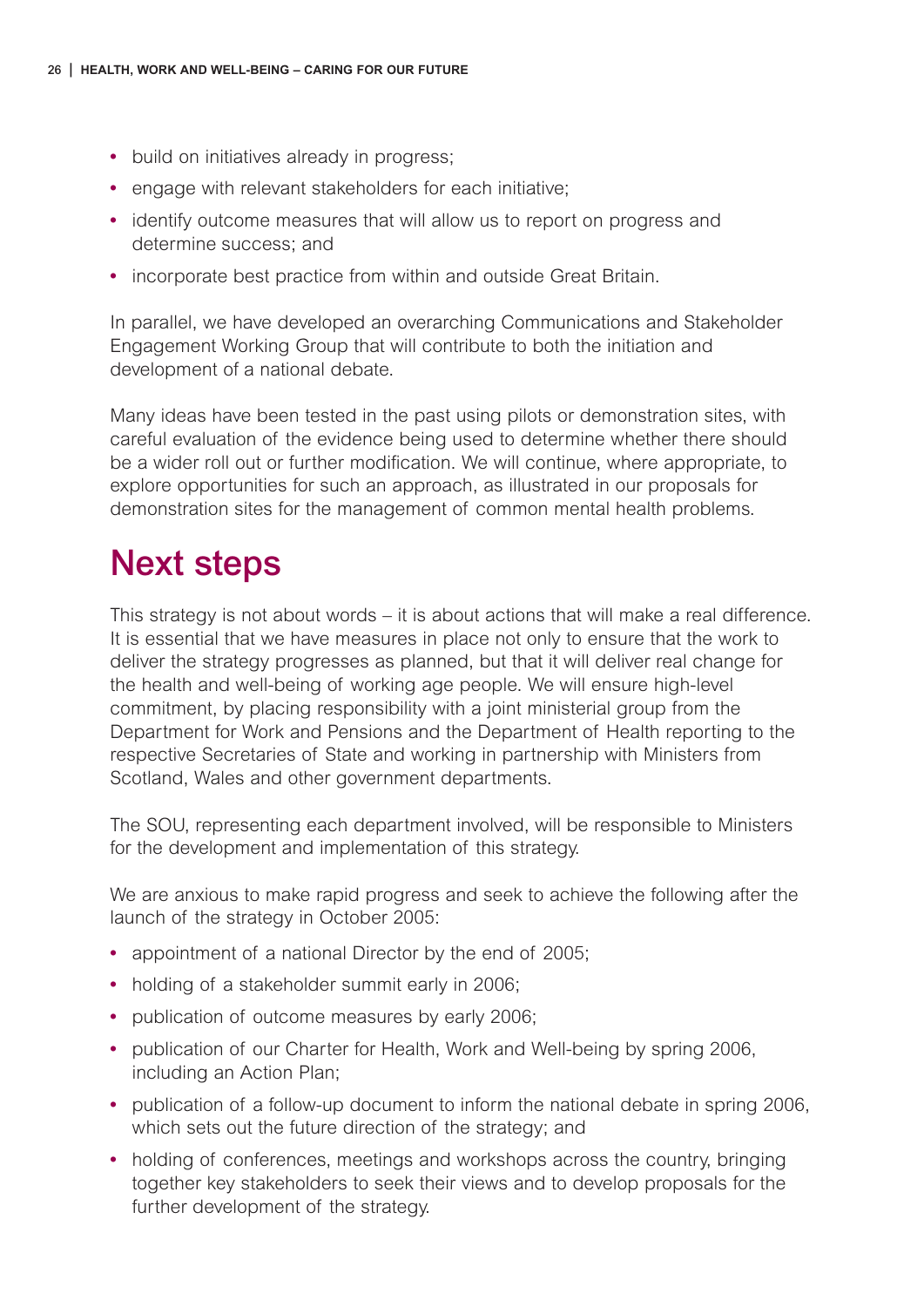- build on initiatives already in progress;
- engage with relevant stakeholders for each initiative;
- identify outcome measures that will allow us to report on progress and determine success; and
- incorporate best practice from within and outside Great Britain.

In parallel, we have developed an overarching Communications and Stakeholder Engagement Working Group that will contribute to both the initiation and development of a national debate.

Many ideas have been tested in the past using pilots or demonstration sites, with careful evaluation of the evidence being used to determine whether there should be a wider roll out or further modification. We will continue, where appropriate, to explore opportunities for such an approach, as illustrated in our proposals for demonstration sites for the management of common mental health problems.

## Next steps

This strategy is not about words – it is about actions that will make a real difference. It is essential that we have measures in place not only to ensure that the work to deliver the strategy progresses as planned, but that it will deliver real change for the health and well-being of working age people. We will ensure high-level commitment, by placing responsibility with a joint ministerial group from the Department for Work and Pensions and the Department of Health reporting to the respective Secretaries of State and working in partnership with Ministers from Scotland, Wales and other government departments.

The SOU, representing each department involved, will be responsible to Ministers for the development and implementation of this strategy.

We are anxious to make rapid progress and seek to achieve the following after the launch of the strategy in October 2005:

- appointment of a national Director by the end of 2005;
- holding of a stakeholder summit early in 2006;
- publication of outcome measures by early 2006;
- publication of our Charter for Health, Work and Well-being by spring 2006, including an Action Plan;
- publication of a follow-up document to inform the national debate in spring 2006, which sets out the future direction of the strategy; and
- holding of conferences, meetings and workshops across the country, bringing together key stakeholders to seek their views and to develop proposals for the further development of the strategy.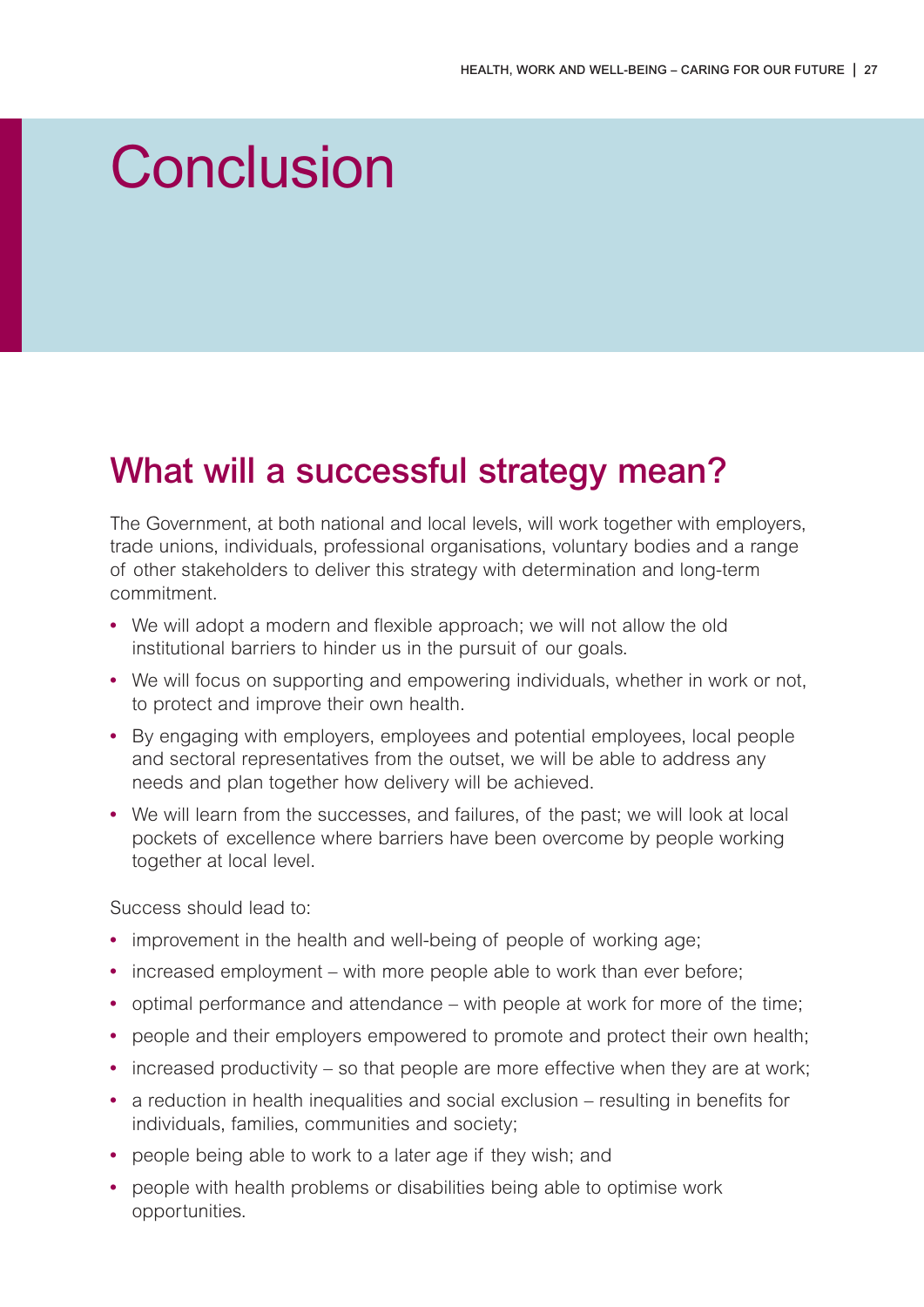# Conclusion

## What will a successful strategy mean?

The Government, at both national and local levels, will work together with employers, trade unions, individuals, professional organisations, voluntary bodies and a range of other stakeholders to deliver this strategy with determination and long-term commitment.

- We will adopt a modern and flexible approach; we will not allow the old institutional barriers to hinder us in the pursuit of our goals.
- We will focus on supporting and empowering individuals, whether in work or not, to protect and improve their own health.
- By engaging with employers, employees and potential employees, local people and sectoral representatives from the outset, we will be able to address any needs and plan together how delivery will be achieved.
- We will learn from the successes, and failures, of the past; we will look at local pockets of excellence where barriers have been overcome by people working together at local level.

Success should lead to:

- improvement in the health and well-being of people of working age;
- increased employment – with more people able to work than ever before;
- optimal performance and attendance – with people at work for more of the time;
- people and their employers empowered to promote and protect their own health;
- increased productivity – so that people are more effective when they are at work;
- a reduction in health inequalities and social exclusion – resulting in benefits for individuals, families, communities and society;
- people being able to work to a later age if they wish; and
- people with health problems or disabilities being able to optimise work opportunities.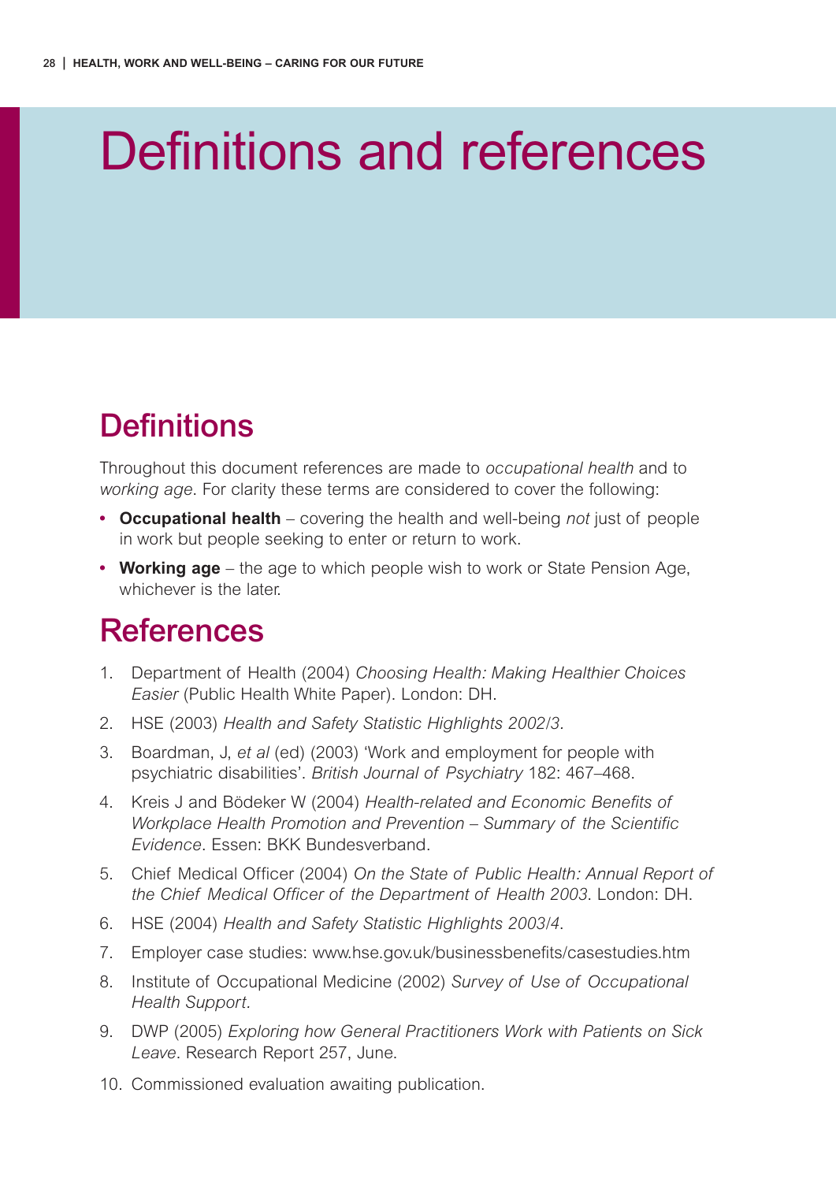# Definitions and references

## Definitions

Throughout this document references are made to *occupational health* and to *working age*. For clarity these terms are considered to cover the following:

- **Occupational health** – covering the health and well-being *not* just of people in work but people seeking to enter or return to work.
- **Working age** – the age to which people wish to work or State Pension Age, whichever is the later.

## References

1. Department of Health (2004) *Choosing Health: Making Healthier Choices Easier* (Public Health White Paper). London: DH.
2. HSE (2003) *Health and Safety Statistic Highlights 2002/3*.
3. Boardman, J, *et al* (ed) (2003) 'Work and employment for people with psychiatric disabilities'. *British Journal of Psychiatry* 182: 467–468.
4. Kreis J and Bödeker W (2004) *Health-related and Economic Benefits of Workplace Health Promotion and Prevention – Summary of the Scientific Evidence*. Essen: BKK Bundesverband.
5. Chief Medical Officer (2004) *On the State of Public Health: Annual Report of the Chief Medical Officer of the Department of Health 2003*. London: DH.
6. HSE (2004) *Health and Safety Statistic Highlights 2003/4*.
7. Employer case studies: www.hse.gov.uk/businessbenefits/casestudies.htm
8. Institute of Occupational Medicine (2002) *Survey of Use of Occupational Health Support*.
9. DWP (2005) *Exploring how General Practitioners Work with Patients on Sick Leave*. Research Report 257, June.
10. Commissioned evaluation awaiting publication.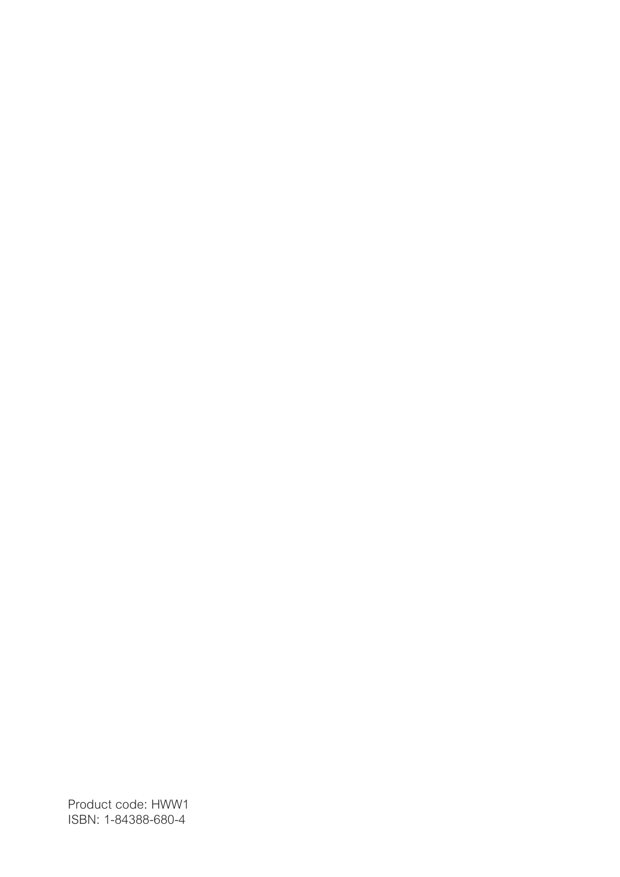Product code: HWW1
ISBN: 1-84388-680-4